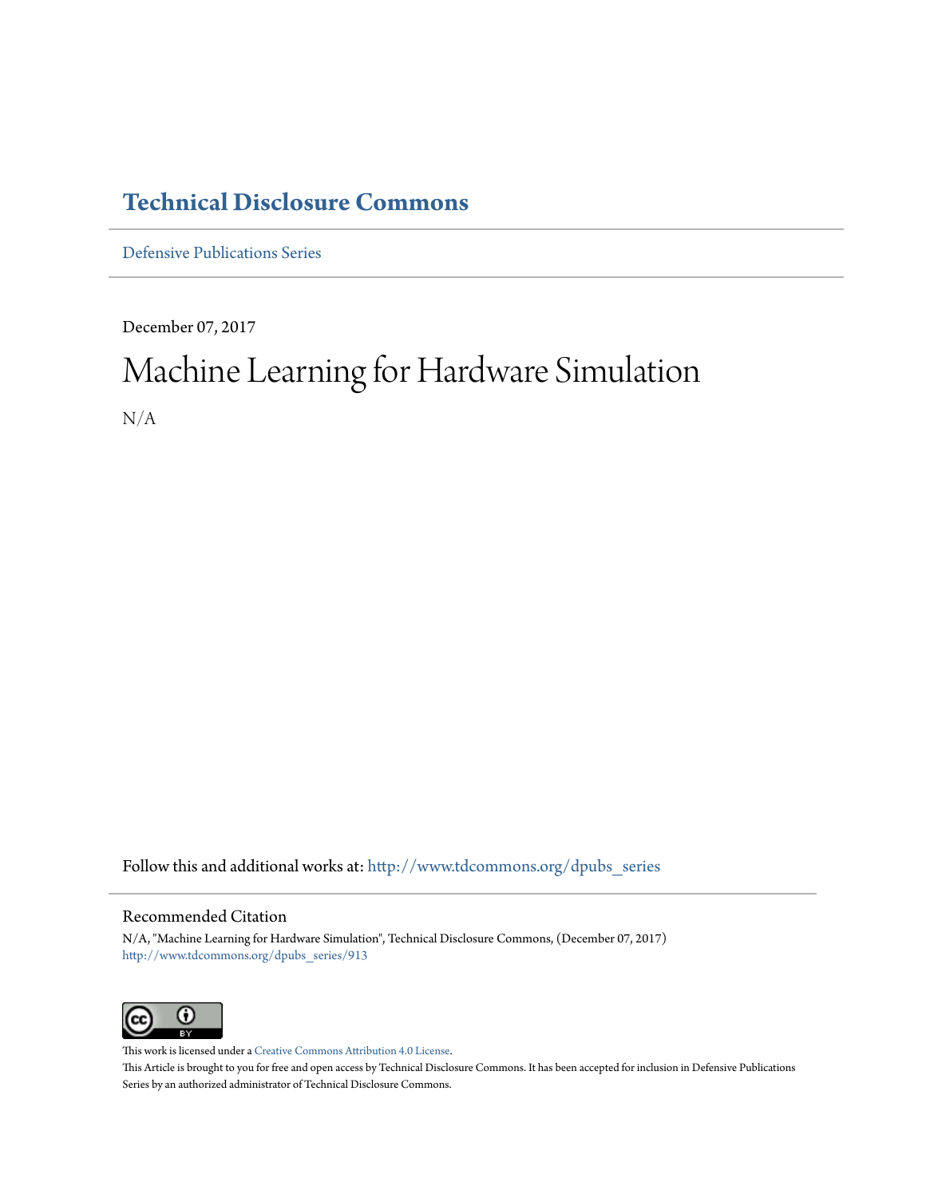# Technical Disclosure Commons

Defensive Publications Series

December 07, 2017

# Machine Learning for Hardware Simulation

N/A

Follow this and additional works at: http://www.tdcommons.org/dpubs_series

## Recommended Citation

N/A, "Machine Learning for Hardware Simulation", Technical Disclosure Commons, (December 07, 2017)
http://www.tdcommons.org/dpubs_series/913

This work is licensed under a Creative Commons Attribution 4.0 License.
This Article is brought to you for free and open access by Technical Disclosure Commons. It has been accepted for inclusion in Defensive Publications Series by an authorized administrator of Technical Disclosure Commons.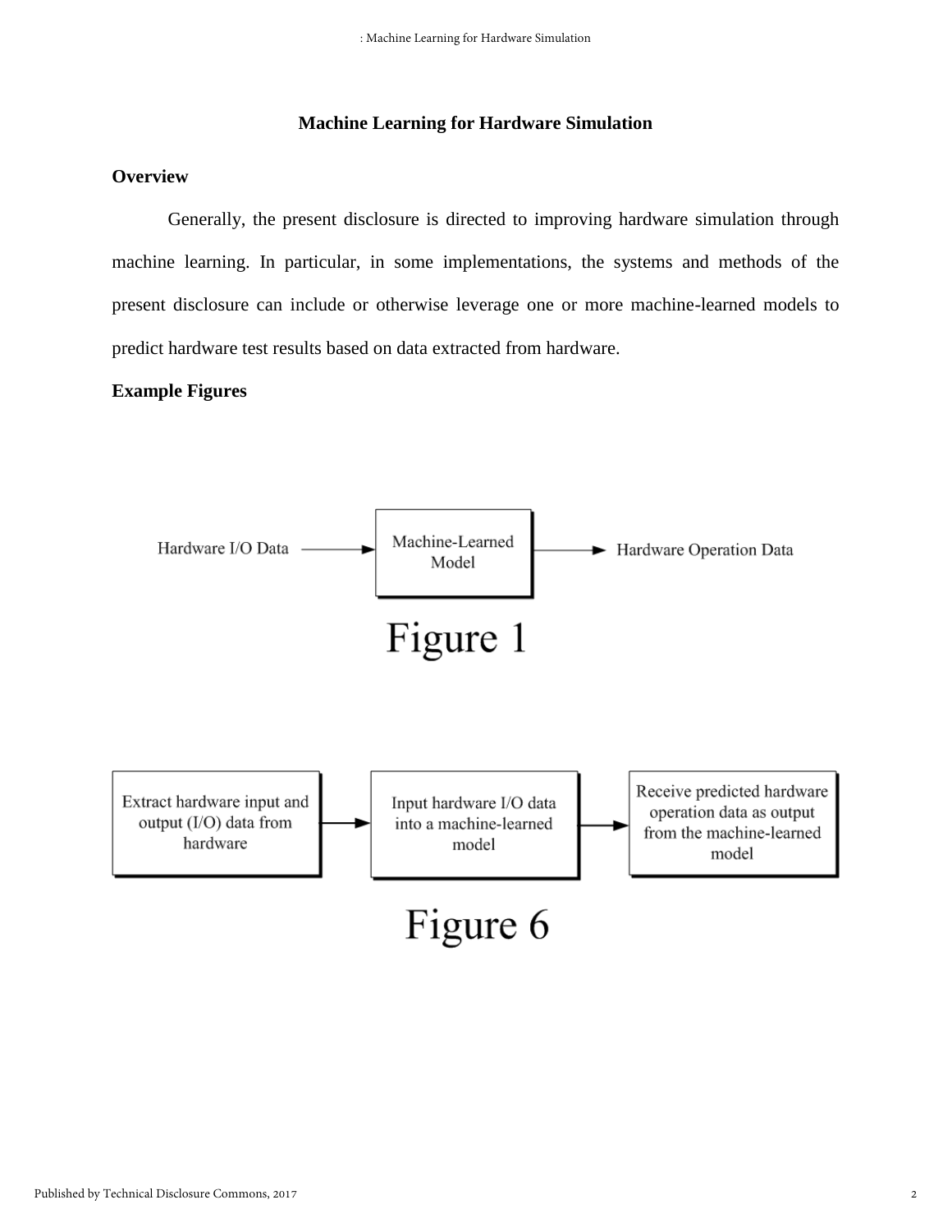## Machine Learning for Hardware Simulation

### Overview

Generally, the present disclosure is directed to improving hardware simulation through machine learning. In particular, in some implementations, the systems and methods of the present disclosure can include or otherwise leverage one or more machine-learned models to predict hardware test results based on data extracted from hardware.

### Example Figures

Hardware I/O Data → Machine-Learned Model → Hardware Operation Data

Figure 1

Extract hardware input and output (I/O) data from hardware → Input hardware I/O data into a machine-learned model → Receive predicted hardware operation data as output from the machine-learned model

Figure 6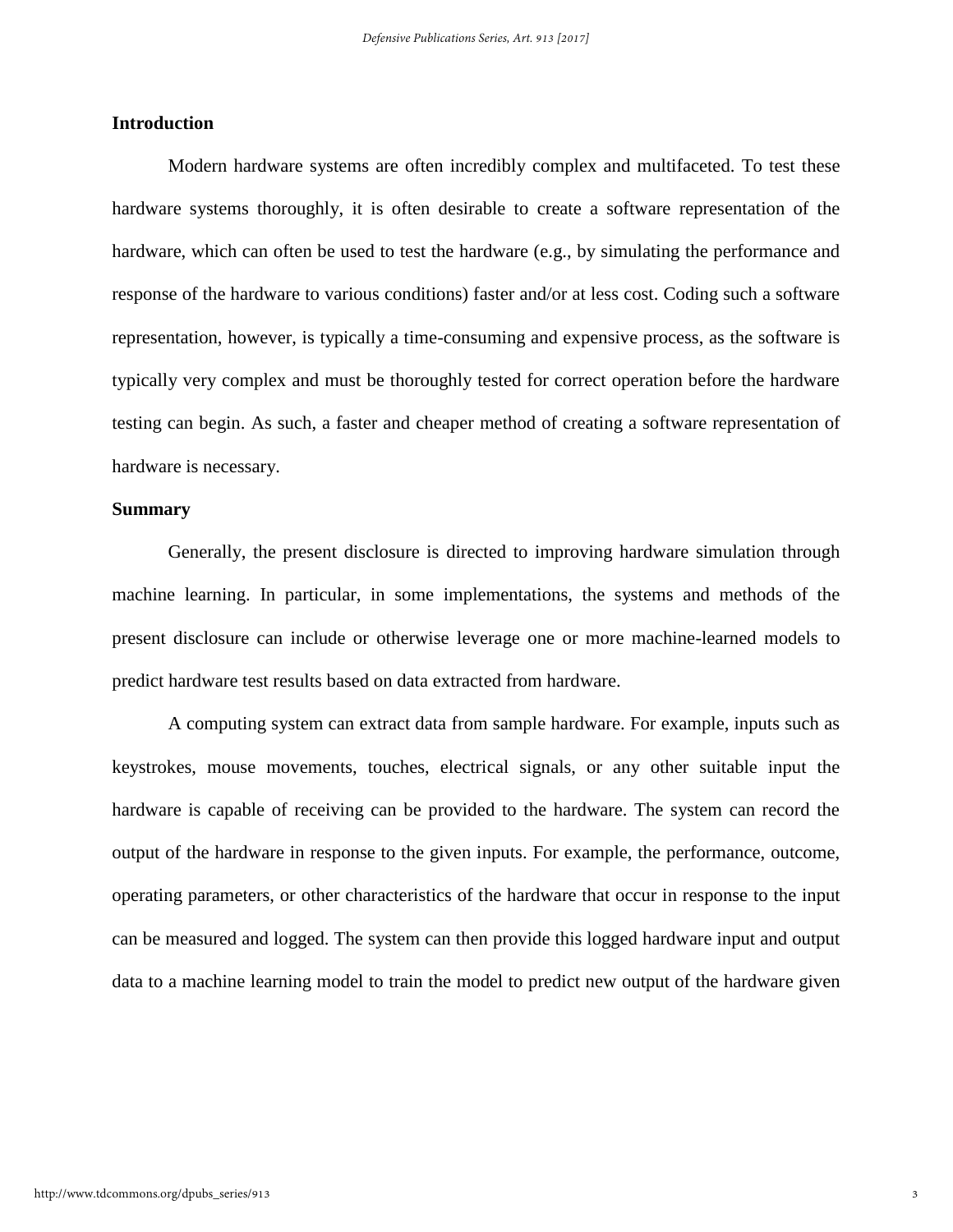## Introduction

Modern hardware systems are often incredibly complex and multifaceted. To test these hardware systems thoroughly, it is often desirable to create a software representation of the hardware, which can often be used to test the hardware (e.g., by simulating the performance and response of the hardware to various conditions) faster and/or at less cost. Coding such a software representation, however, is typically a time-consuming and expensive process, as the software is typically very complex and must be thoroughly tested for correct operation before the hardware testing can begin. As such, a faster and cheaper method of creating a software representation of hardware is necessary.

## Summary

Generally, the present disclosure is directed to improving hardware simulation through machine learning. In particular, in some implementations, the systems and methods of the present disclosure can include or otherwise leverage one or more machine-learned models to predict hardware test results based on data extracted from hardware.

A computing system can extract data from sample hardware. For example, inputs such as keystrokes, mouse movements, touches, electrical signals, or any other suitable input the hardware is capable of receiving can be provided to the hardware. The system can record the output of the hardware in response to the given inputs. For example, the performance, outcome, operating parameters, or other characteristics of the hardware that occur in response to the input can be measured and logged. The system can then provide this logged hardware input and output data to a machine learning model to train the model to predict new output of the hardware given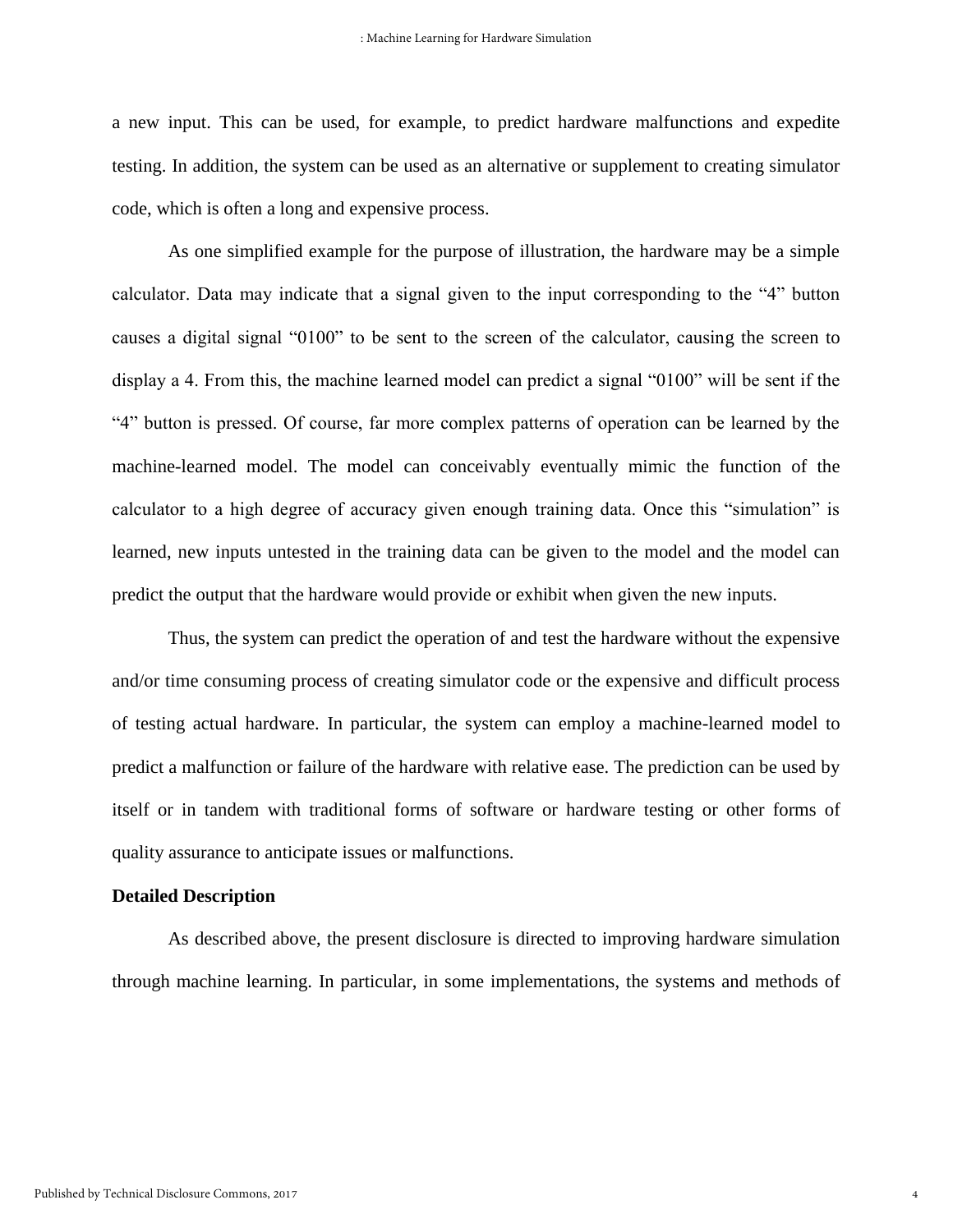a new input. This can be used, for example, to predict hardware malfunctions and expedite testing. In addition, the system can be used as an alternative or supplement to creating simulator code, which is often a long and expensive process.

As one simplified example for the purpose of illustration, the hardware may be a simple calculator. Data may indicate that a signal given to the input corresponding to the "4" button causes a digital signal "0100" to be sent to the screen of the calculator, causing the screen to display a 4. From this, the machine learned model can predict a signal "0100" will be sent if the "4" button is pressed. Of course, far more complex patterns of operation can be learned by the machine-learned model. The model can conceivably eventually mimic the function of the calculator to a high degree of accuracy given enough training data. Once this "simulation" is learned, new inputs untested in the training data can be given to the model and the model can predict the output that the hardware would provide or exhibit when given the new inputs.

Thus, the system can predict the operation of and test the hardware without the expensive and/or time consuming process of creating simulator code or the expensive and difficult process of testing actual hardware. In particular, the system can employ a machine-learned model to predict a malfunction or failure of the hardware with relative ease. The prediction can be used by itself or in tandem with traditional forms of software or hardware testing or other forms of quality assurance to anticipate issues or malfunctions.

**Detailed Description**

As described above, the present disclosure is directed to improving hardware simulation through machine learning. In particular, in some implementations, the systems and methods of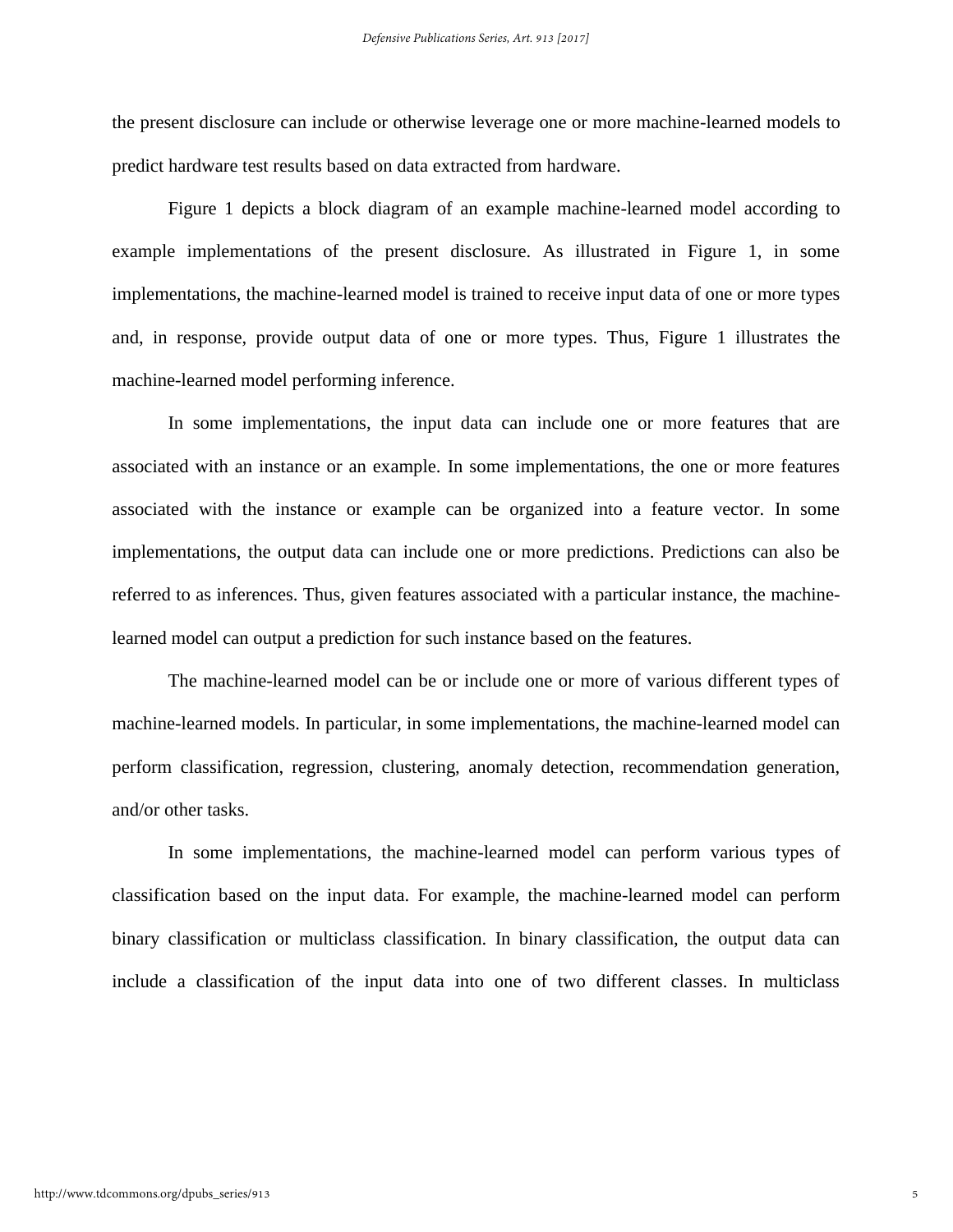the present disclosure can include or otherwise leverage one or more machine-learned models to predict hardware test results based on data extracted from hardware.

Figure 1 depicts a block diagram of an example machine-learned model according to example implementations of the present disclosure. As illustrated in Figure 1, in some implementations, the machine-learned model is trained to receive input data of one or more types and, in response, provide output data of one or more types. Thus, Figure 1 illustrates the machine-learned model performing inference.

In some implementations, the input data can include one or more features that are associated with an instance or an example. In some implementations, the one or more features associated with the instance or example can be organized into a feature vector. In some implementations, the output data can include one or more predictions. Predictions can also be referred to as inferences. Thus, given features associated with a particular instance, the machine-learned model can output a prediction for such instance based on the features.

The machine-learned model can be or include one or more of various different types of machine-learned models. In particular, in some implementations, the machine-learned model can perform classification, regression, clustering, anomaly detection, recommendation generation, and/or other tasks.

In some implementations, the machine-learned model can perform various types of classification based on the input data. For example, the machine-learned model can perform binary classification or multiclass classification. In binary classification, the output data can include a classification of the input data into one of two different classes. In multiclass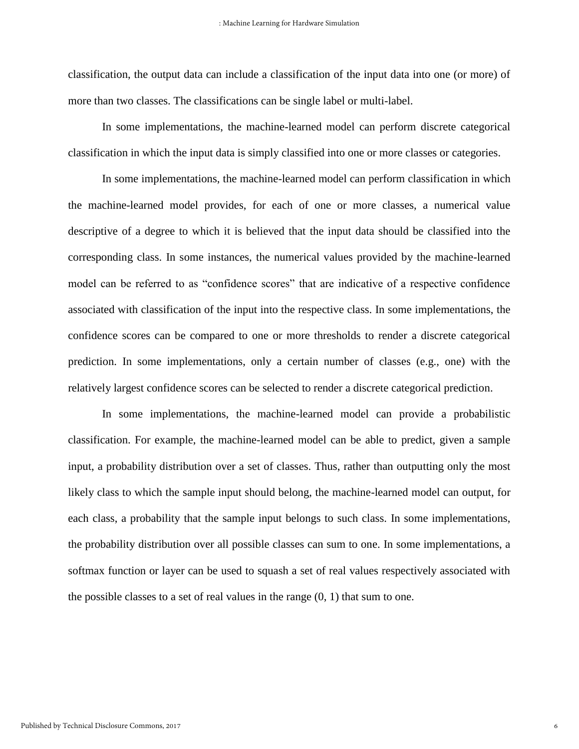classification, the output data can include a classification of the input data into one (or more) of more than two classes. The classifications can be single label or multi-label.

In some implementations, the machine-learned model can perform discrete categorical classification in which the input data is simply classified into one or more classes or categories.

In some implementations, the machine-learned model can perform classification in which the machine-learned model provides, for each of one or more classes, a numerical value descriptive of a degree to which it is believed that the input data should be classified into the corresponding class. In some instances, the numerical values provided by the machine-learned model can be referred to as "confidence scores" that are indicative of a respective confidence associated with classification of the input into the respective class. In some implementations, the confidence scores can be compared to one or more thresholds to render a discrete categorical prediction. In some implementations, only a certain number of classes (e.g., one) with the relatively largest confidence scores can be selected to render a discrete categorical prediction.

In some implementations, the machine-learned model can provide a probabilistic classification. For example, the machine-learned model can be able to predict, given a sample input, a probability distribution over a set of classes. Thus, rather than outputting only the most likely class to which the sample input should belong, the machine-learned model can output, for each class, a probability that the sample input belongs to such class. In some implementations, the probability distribution over all possible classes can sum to one. In some implementations, a softmax function or layer can be used to squash a set of real values respectively associated with the possible classes to a set of real values in the range (0, 1) that sum to one.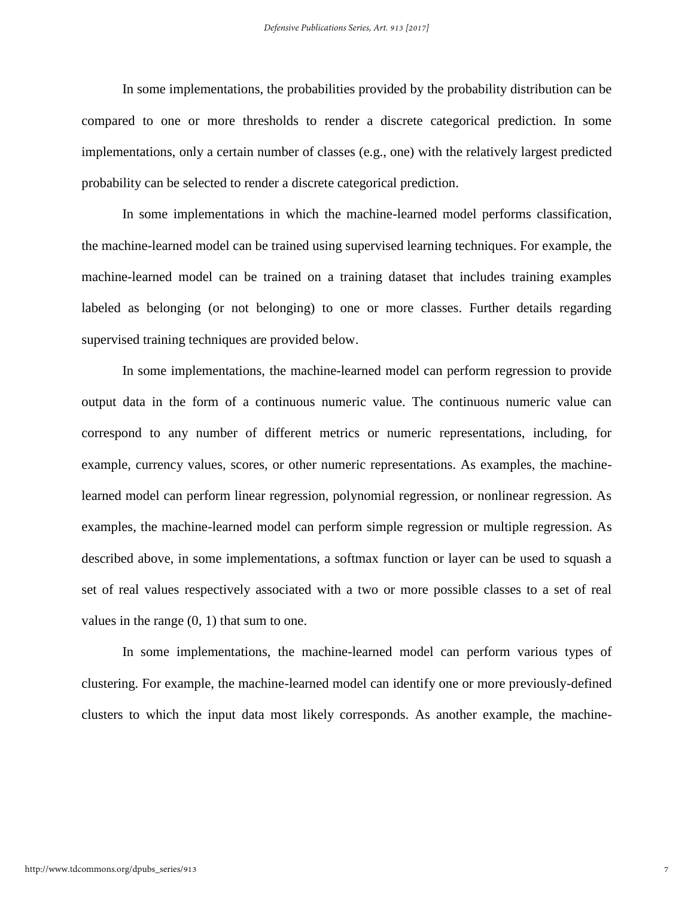In some implementations, the probabilities provided by the probability distribution can be compared to one or more thresholds to render a discrete categorical prediction. In some implementations, only a certain number of classes (e.g., one) with the relatively largest predicted probability can be selected to render a discrete categorical prediction.

In some implementations in which the machine-learned model performs classification, the machine-learned model can be trained using supervised learning techniques. For example, the machine-learned model can be trained on a training dataset that includes training examples labeled as belonging (or not belonging) to one or more classes. Further details regarding supervised training techniques are provided below.

In some implementations, the machine-learned model can perform regression to provide output data in the form of a continuous numeric value. The continuous numeric value can correspond to any number of different metrics or numeric representations, including, for example, currency values, scores, or other numeric representations. As examples, the machine-learned model can perform linear regression, polynomial regression, or nonlinear regression. As examples, the machine-learned model can perform simple regression or multiple regression. As described above, in some implementations, a softmax function or layer can be used to squash a set of real values respectively associated with a two or more possible classes to a set of real values in the range (0, 1) that sum to one.

In some implementations, the machine-learned model can perform various types of clustering. For example, the machine-learned model can identify one or more previously-defined clusters to which the input data most likely corresponds. As another example, the machine-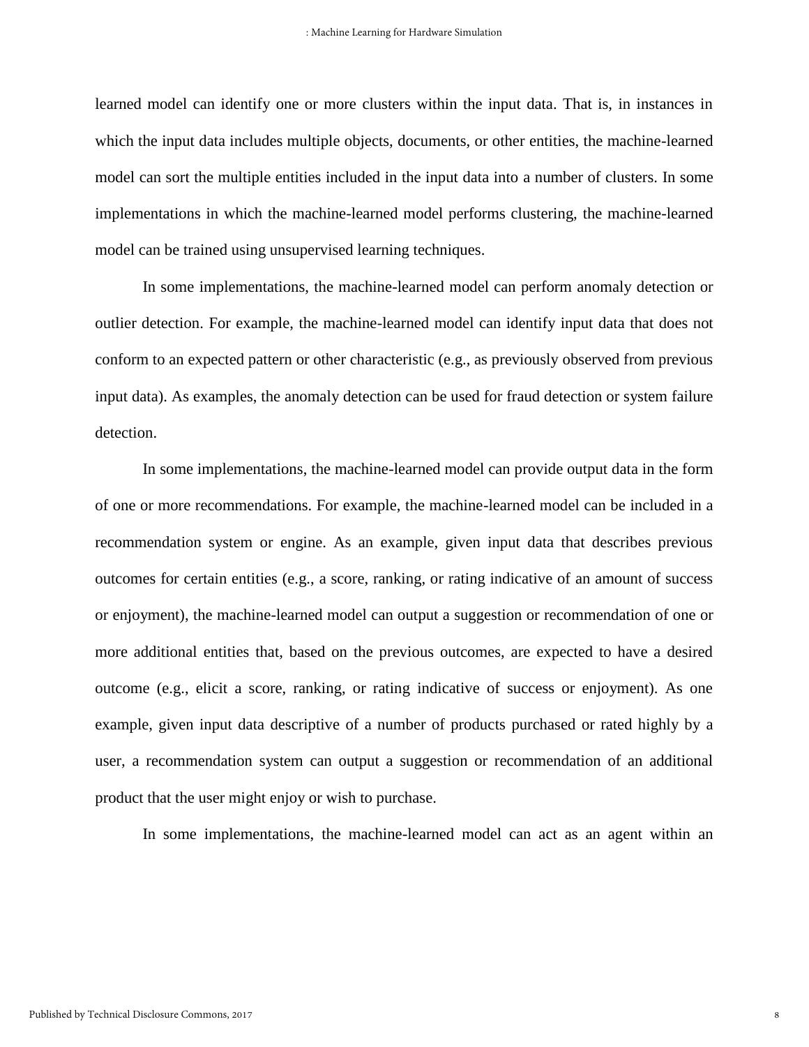learned model can identify one or more clusters within the input data. That is, in instances in which the input data includes multiple objects, documents, or other entities, the machine-learned model can sort the multiple entities included in the input data into a number of clusters. In some implementations in which the machine-learned model performs clustering, the machine-learned model can be trained using unsupervised learning techniques.

In some implementations, the machine-learned model can perform anomaly detection or outlier detection. For example, the machine-learned model can identify input data that does not conform to an expected pattern or other characteristic (e.g., as previously observed from previous input data). As examples, the anomaly detection can be used for fraud detection or system failure detection.

In some implementations, the machine-learned model can provide output data in the form of one or more recommendations. For example, the machine-learned model can be included in a recommendation system or engine. As an example, given input data that describes previous outcomes for certain entities (e.g., a score, ranking, or rating indicative of an amount of success or enjoyment), the machine-learned model can output a suggestion or recommendation of one or more additional entities that, based on the previous outcomes, are expected to have a desired outcome (e.g., elicit a score, ranking, or rating indicative of success or enjoyment). As one example, given input data descriptive of a number of products purchased or rated highly by a user, a recommendation system can output a suggestion or recommendation of an additional product that the user might enjoy or wish to purchase.

In some implementations, the machine-learned model can act as an agent within an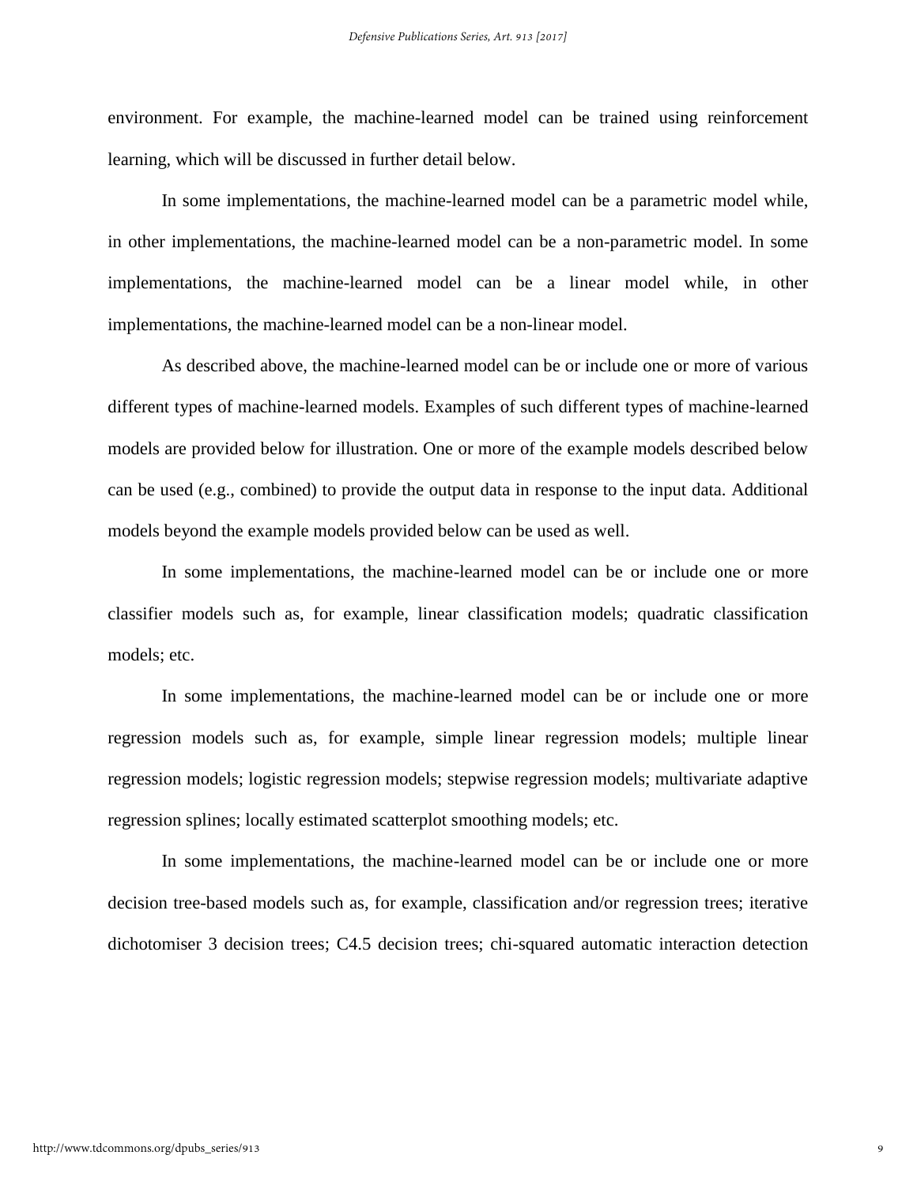environment. For example, the machine-learned model can be trained using reinforcement learning, which will be discussed in further detail below.

In some implementations, the machine-learned model can be a parametric model while, in other implementations, the machine-learned model can be a non-parametric model. In some implementations, the machine-learned model can be a linear model while, in other implementations, the machine-learned model can be a non-linear model.

As described above, the machine-learned model can be or include one or more of various different types of machine-learned models. Examples of such different types of machine-learned models are provided below for illustration. One or more of the example models described below can be used (e.g., combined) to provide the output data in response to the input data. Additional models beyond the example models provided below can be used as well.

In some implementations, the machine-learned model can be or include one or more classifier models such as, for example, linear classification models; quadratic classification models; etc.

In some implementations, the machine-learned model can be or include one or more regression models such as, for example, simple linear regression models; multiple linear regression models; logistic regression models; stepwise regression models; multivariate adaptive regression splines; locally estimated scatterplot smoothing models; etc.

In some implementations, the machine-learned model can be or include one or more decision tree-based models such as, for example, classification and/or regression trees; iterative dichotomiser 3 decision trees; C4.5 decision trees; chi-squared automatic interaction detection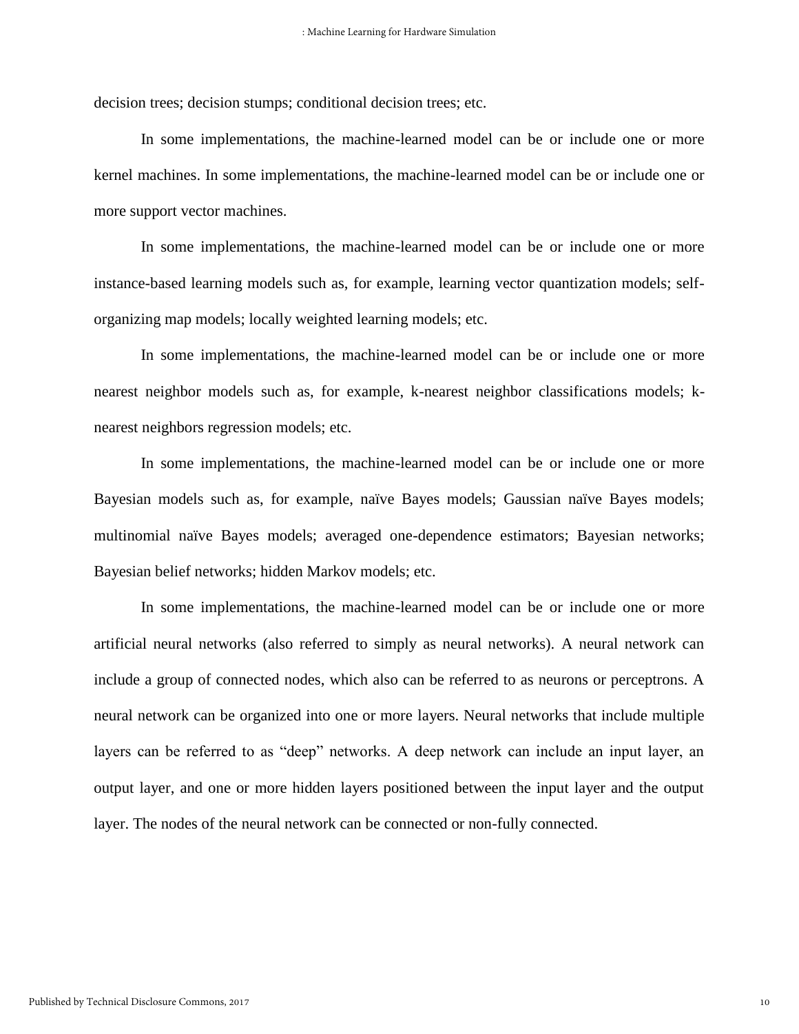decision trees; decision stumps; conditional decision trees; etc.

In some implementations, the machine-learned model can be or include one or more kernel machines. In some implementations, the machine-learned model can be or include one or more support vector machines.

In some implementations, the machine-learned model can be or include one or more instance-based learning models such as, for example, learning vector quantization models; self-organizing map models; locally weighted learning models; etc.

In some implementations, the machine-learned model can be or include one or more nearest neighbor models such as, for example, k-nearest neighbor classifications models; k-nearest neighbors regression models; etc.

In some implementations, the machine-learned model can be or include one or more Bayesian models such as, for example, naïve Bayes models; Gaussian naïve Bayes models; multinomial naïve Bayes models; averaged one-dependence estimators; Bayesian networks; Bayesian belief networks; hidden Markov models; etc.

In some implementations, the machine-learned model can be or include one or more artificial neural networks (also referred to simply as neural networks). A neural network can include a group of connected nodes, which also can be referred to as neurons or perceptrons. A neural network can be organized into one or more layers. Neural networks that include multiple layers can be referred to as "deep" networks. A deep network can include an input layer, an output layer, and one or more hidden layers positioned between the input layer and the output layer. The nodes of the neural network can be connected or non-fully connected.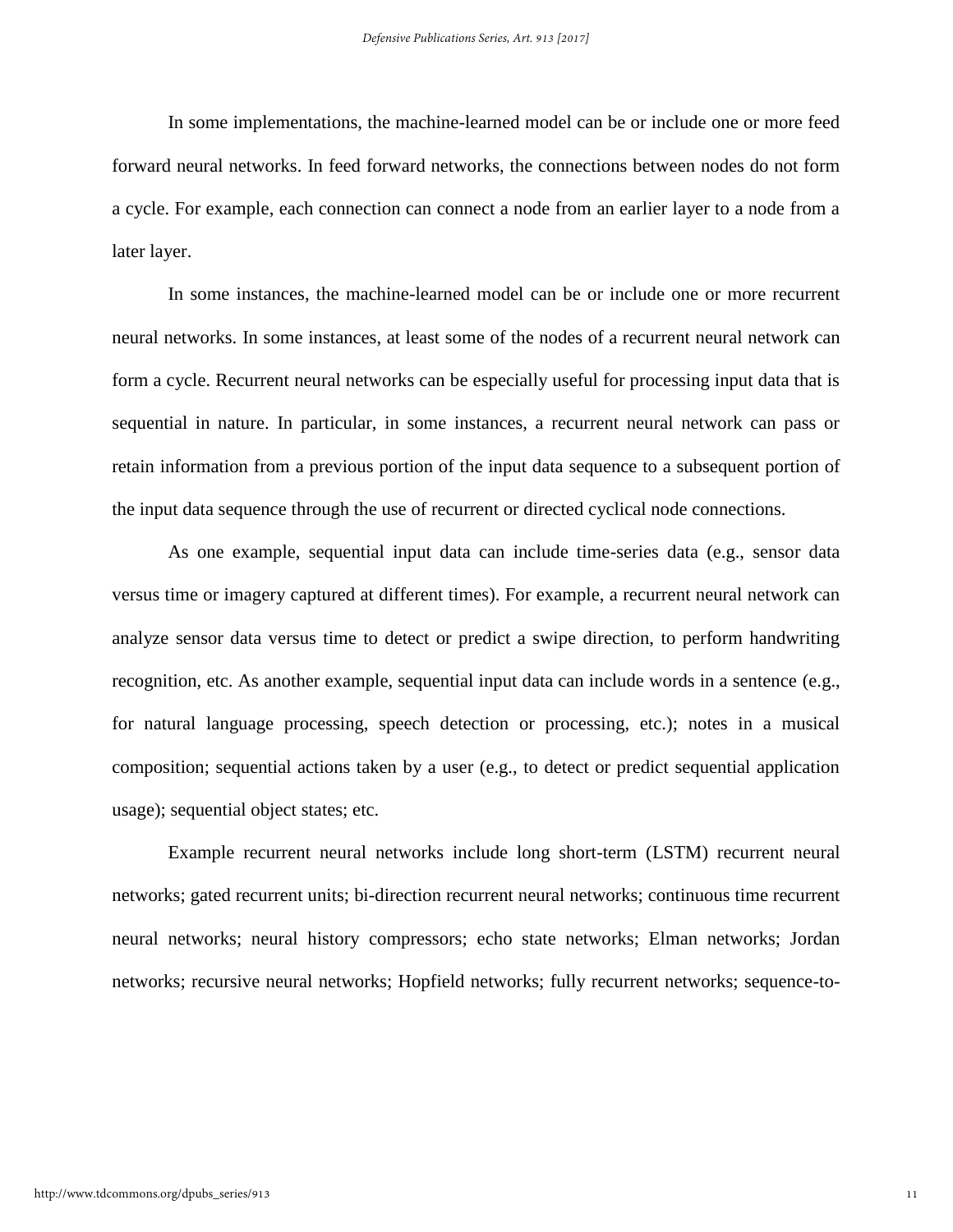In some implementations, the machine-learned model can be or include one or more feed forward neural networks. In feed forward networks, the connections between nodes do not form a cycle. For example, each connection can connect a node from an earlier layer to a node from a later layer.

In some instances, the machine-learned model can be or include one or more recurrent neural networks. In some instances, at least some of the nodes of a recurrent neural network can form a cycle. Recurrent neural networks can be especially useful for processing input data that is sequential in nature. In particular, in some instances, a recurrent neural network can pass or retain information from a previous portion of the input data sequence to a subsequent portion of the input data sequence through the use of recurrent or directed cyclical node connections.

As one example, sequential input data can include time-series data (e.g., sensor data versus time or imagery captured at different times). For example, a recurrent neural network can analyze sensor data versus time to detect or predict a swipe direction, to perform handwriting recognition, etc. As another example, sequential input data can include words in a sentence (e.g., for natural language processing, speech detection or processing, etc.); notes in a musical composition; sequential actions taken by a user (e.g., to detect or predict sequential application usage); sequential object states; etc.

Example recurrent neural networks include long short-term (LSTM) recurrent neural networks; gated recurrent units; bi-direction recurrent neural networks; continuous time recurrent neural networks; neural history compressors; echo state networks; Elman networks; Jordan networks; recursive neural networks; Hopfield networks; fully recurrent networks; sequence-to-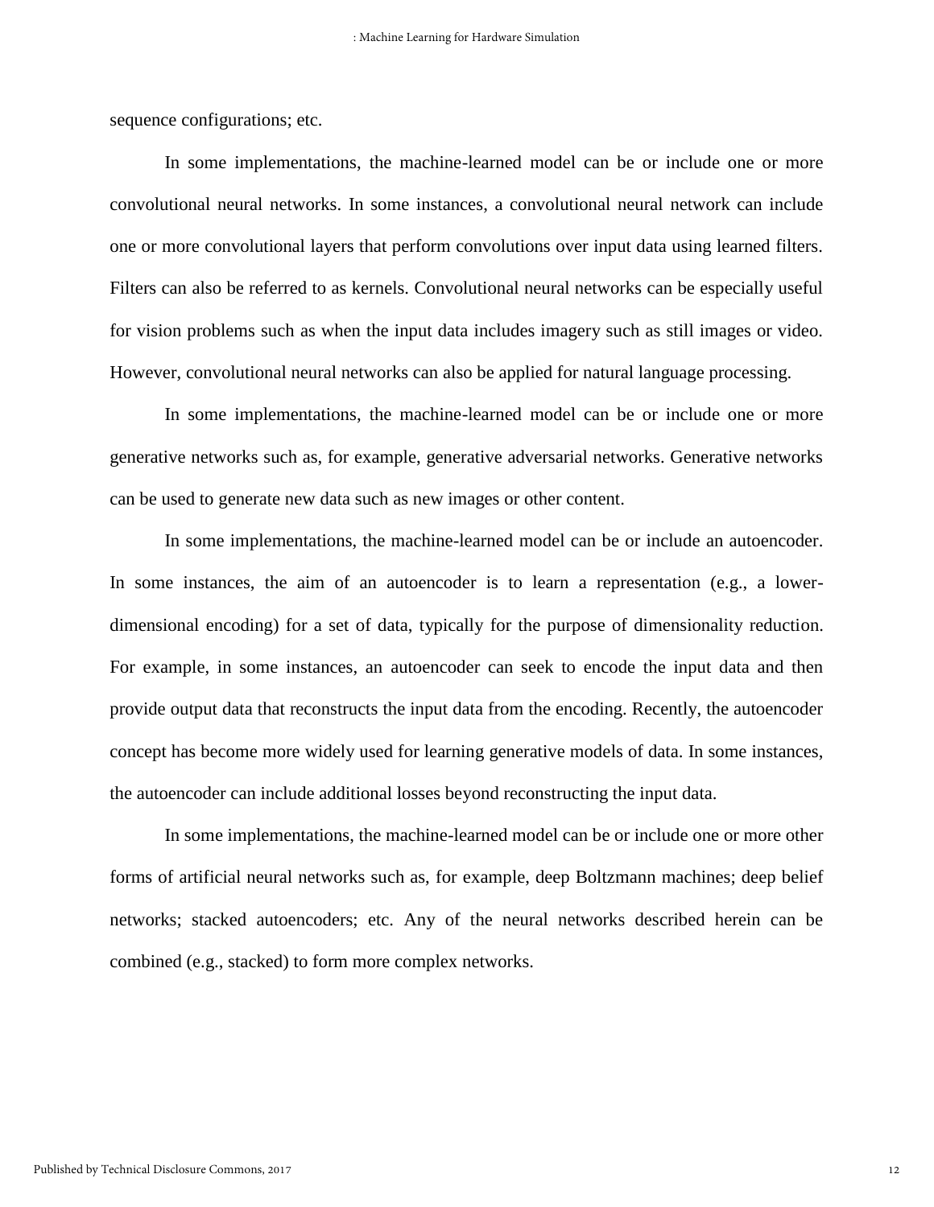sequence configurations; etc.

In some implementations, the machine-learned model can be or include one or more convolutional neural networks. In some instances, a convolutional neural network can include one or more convolutional layers that perform convolutions over input data using learned filters. Filters can also be referred to as kernels. Convolutional neural networks can be especially useful for vision problems such as when the input data includes imagery such as still images or video. However, convolutional neural networks can also be applied for natural language processing.

In some implementations, the machine-learned model can be or include one or more generative networks such as, for example, generative adversarial networks. Generative networks can be used to generate new data such as new images or other content.

In some implementations, the machine-learned model can be or include an autoencoder. In some instances, the aim of an autoencoder is to learn a representation (e.g., a lower-dimensional encoding) for a set of data, typically for the purpose of dimensionality reduction. For example, in some instances, an autoencoder can seek to encode the input data and then provide output data that reconstructs the input data from the encoding. Recently, the autoencoder concept has become more widely used for learning generative models of data. In some instances, the autoencoder can include additional losses beyond reconstructing the input data.

In some implementations, the machine-learned model can be or include one or more other forms of artificial neural networks such as, for example, deep Boltzmann machines; deep belief networks; stacked autoencoders; etc. Any of the neural networks described herein can be combined (e.g., stacked) to form more complex networks.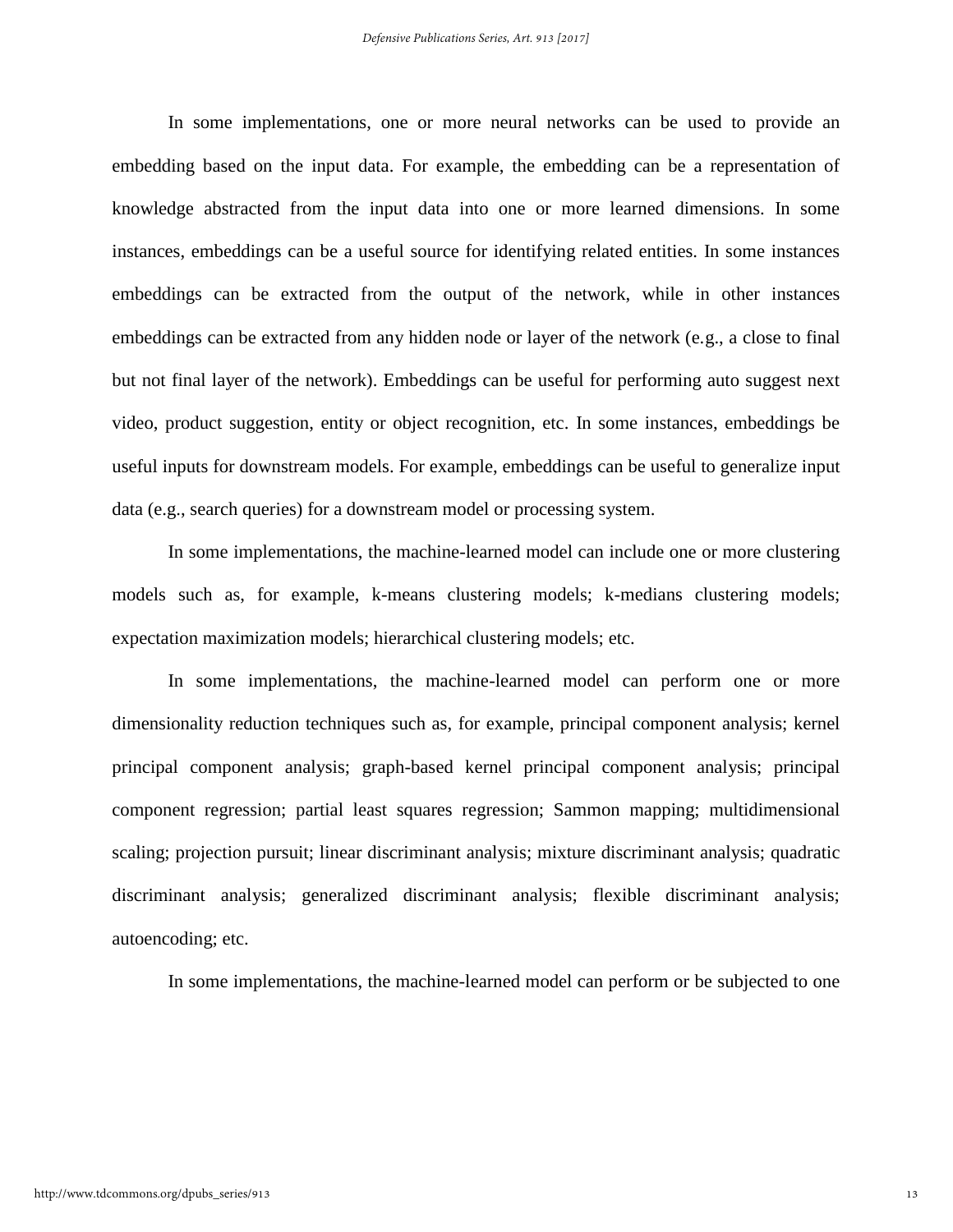In some implementations, one or more neural networks can be used to provide an embedding based on the input data. For example, the embedding can be a representation of knowledge abstracted from the input data into one or more learned dimensions. In some instances, embeddings can be a useful source for identifying related entities. In some instances embeddings can be extracted from the output of the network, while in other instances embeddings can be extracted from any hidden node or layer of the network (e.g., a close to final but not final layer of the network). Embeddings can be useful for performing auto suggest next video, product suggestion, entity or object recognition, etc. In some instances, embeddings be useful inputs for downstream models. For example, embeddings can be useful to generalize input data (e.g., search queries) for a downstream model or processing system.

In some implementations, the machine-learned model can include one or more clustering models such as, for example, k-means clustering models; k-medians clustering models; expectation maximization models; hierarchical clustering models; etc.

In some implementations, the machine-learned model can perform one or more dimensionality reduction techniques such as, for example, principal component analysis; kernel principal component analysis; graph-based kernel principal component analysis; principal component regression; partial least squares regression; Sammon mapping; multidimensional scaling; projection pursuit; linear discriminant analysis; mixture discriminant analysis; quadratic discriminant analysis; generalized discriminant analysis; flexible discriminant analysis; autoencoding; etc.

In some implementations, the machine-learned model can perform or be subjected to one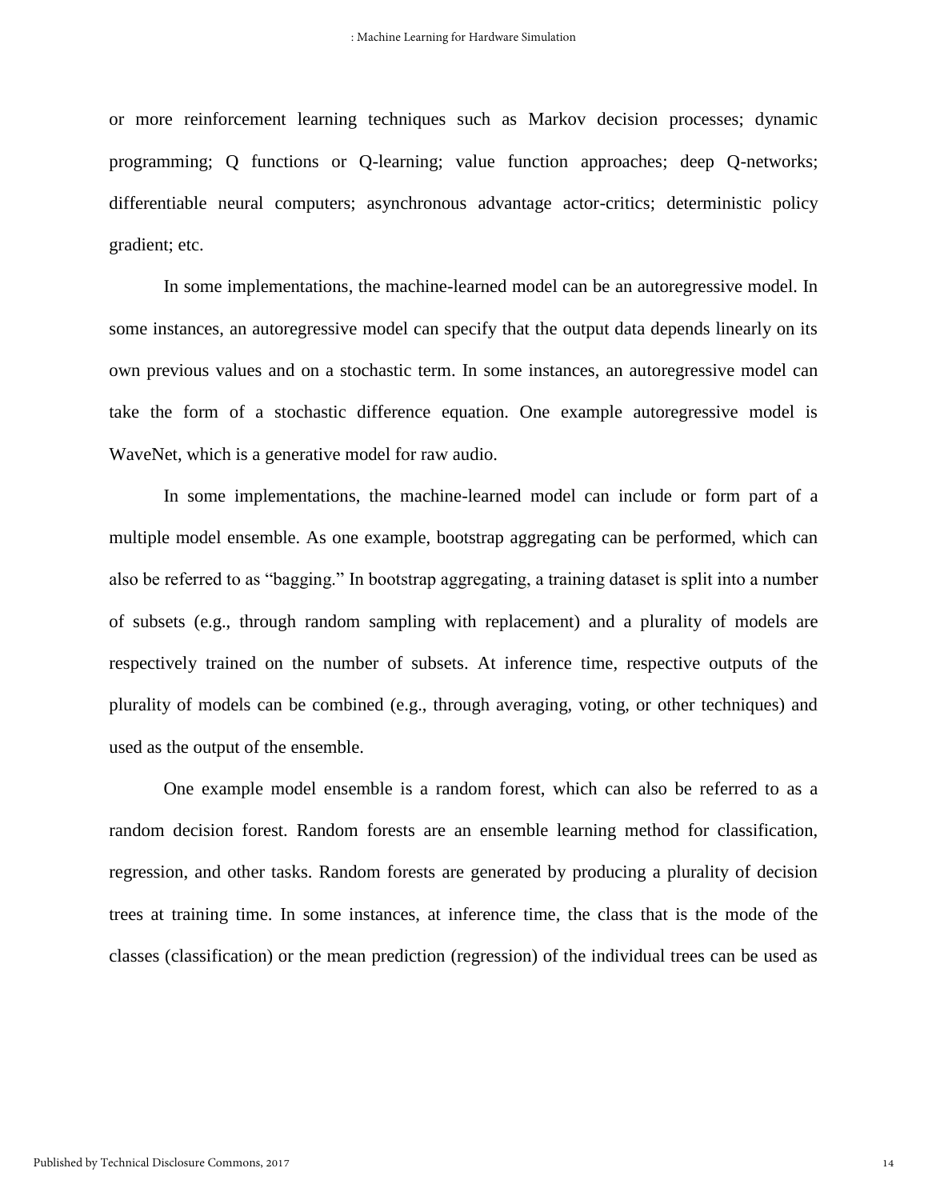or more reinforcement learning techniques such as Markov decision processes; dynamic programming; Q functions or Q-learning; value function approaches; deep Q-networks; differentiable neural computers; asynchronous advantage actor-critics; deterministic policy gradient; etc.

In some implementations, the machine-learned model can be an autoregressive model. In some instances, an autoregressive model can specify that the output data depends linearly on its own previous values and on a stochastic term. In some instances, an autoregressive model can take the form of a stochastic difference equation. One example autoregressive model is WaveNet, which is a generative model for raw audio.

In some implementations, the machine-learned model can include or form part of a multiple model ensemble. As one example, bootstrap aggregating can be performed, which can also be referred to as "bagging." In bootstrap aggregating, a training dataset is split into a number of subsets (e.g., through random sampling with replacement) and a plurality of models are respectively trained on the number of subsets. At inference time, respective outputs of the plurality of models can be combined (e.g., through averaging, voting, or other techniques) and used as the output of the ensemble.

One example model ensemble is a random forest, which can also be referred to as a random decision forest. Random forests are an ensemble learning method for classification, regression, and other tasks. Random forests are generated by producing a plurality of decision trees at training time. In some instances, at inference time, the class that is the mode of the classes (classification) or the mean prediction (regression) of the individual trees can be used as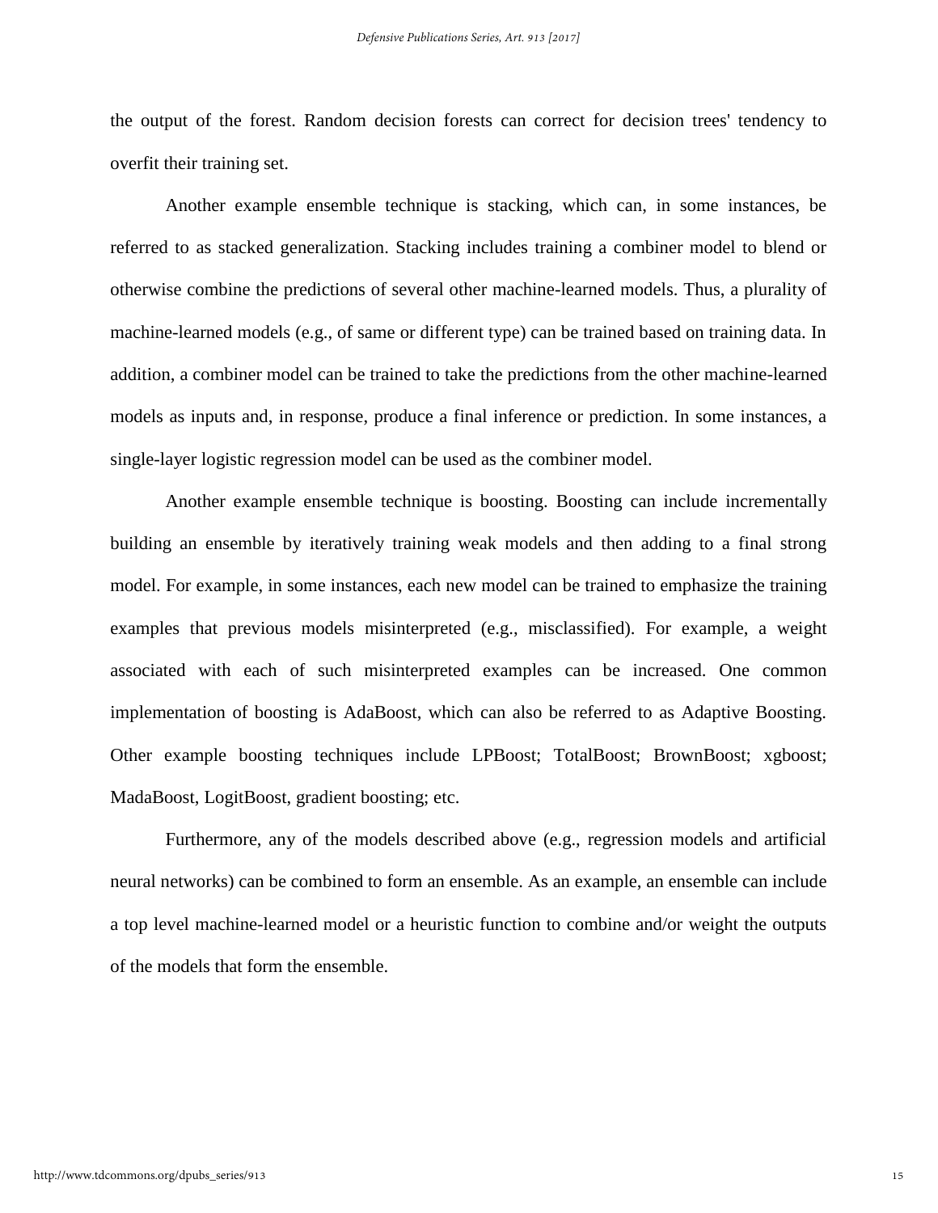the output of the forest. Random decision forests can correct for decision trees' tendency to overfit their training set.

Another example ensemble technique is stacking, which can, in some instances, be referred to as stacked generalization. Stacking includes training a combiner model to blend or otherwise combine the predictions of several other machine-learned models. Thus, a plurality of machine-learned models (e.g., of same or different type) can be trained based on training data. In addition, a combiner model can be trained to take the predictions from the other machine-learned models as inputs and, in response, produce a final inference or prediction. In some instances, a single-layer logistic regression model can be used as the combiner model.

Another example ensemble technique is boosting. Boosting can include incrementally building an ensemble by iteratively training weak models and then adding to a final strong model. For example, in some instances, each new model can be trained to emphasize the training examples that previous models misinterpreted (e.g., misclassified). For example, a weight associated with each of such misinterpreted examples can be increased. One common implementation of boosting is AdaBoost, which can also be referred to as Adaptive Boosting. Other example boosting techniques include LPBoost; TotalBoost; BrownBoost; xgboost; MadaBoost, LogitBoost, gradient boosting; etc.

Furthermore, any of the models described above (e.g., regression models and artificial neural networks) can be combined to form an ensemble. As an example, an ensemble can include a top level machine-learned model or a heuristic function to combine and/or weight the outputs of the models that form the ensemble.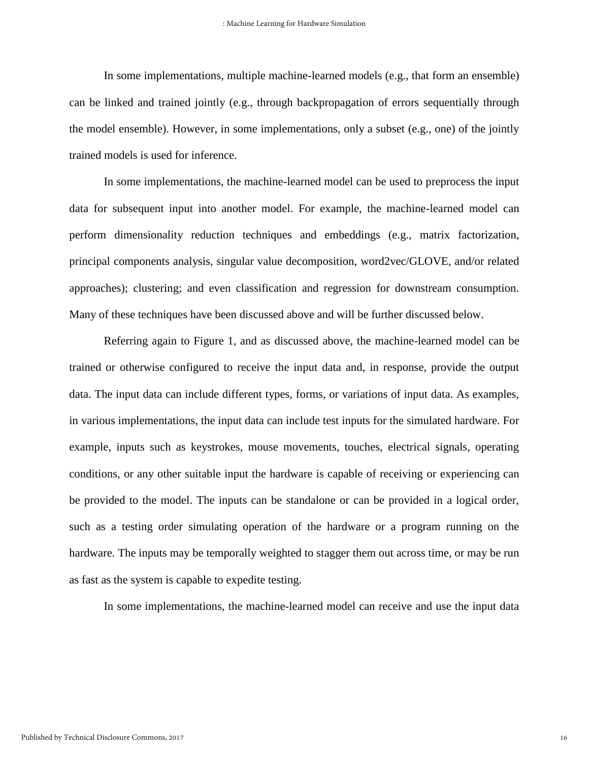In some implementations, multiple machine-learned models (e.g., that form an ensemble) can be linked and trained jointly (e.g., through backpropagation of errors sequentially through the model ensemble). However, in some implementations, only a subset (e.g., one) of the jointly trained models is used for inference.

In some implementations, the machine-learned model can be used to preprocess the input data for subsequent input into another model. For example, the machine-learned model can perform dimensionality reduction techniques and embeddings (e.g., matrix factorization, principal components analysis, singular value decomposition, word2vec/GLOVE, and/or related approaches); clustering; and even classification and regression for downstream consumption. Many of these techniques have been discussed above and will be further discussed below.

Referring again to Figure 1, and as discussed above, the machine-learned model can be trained or otherwise configured to receive the input data and, in response, provide the output data. The input data can include different types, forms, or variations of input data. As examples, in various implementations, the input data can include test inputs for the simulated hardware. For example, inputs such as keystrokes, mouse movements, touches, electrical signals, operating conditions, or any other suitable input the hardware is capable of receiving or experiencing can be provided to the model. The inputs can be standalone or can be provided in a logical order, such as a testing order simulating operation of the hardware or a program running on the hardware. The inputs may be temporally weighted to stagger them out across time, or may be run as fast as the system is capable to expedite testing.

In some implementations, the machine-learned model can receive and use the input data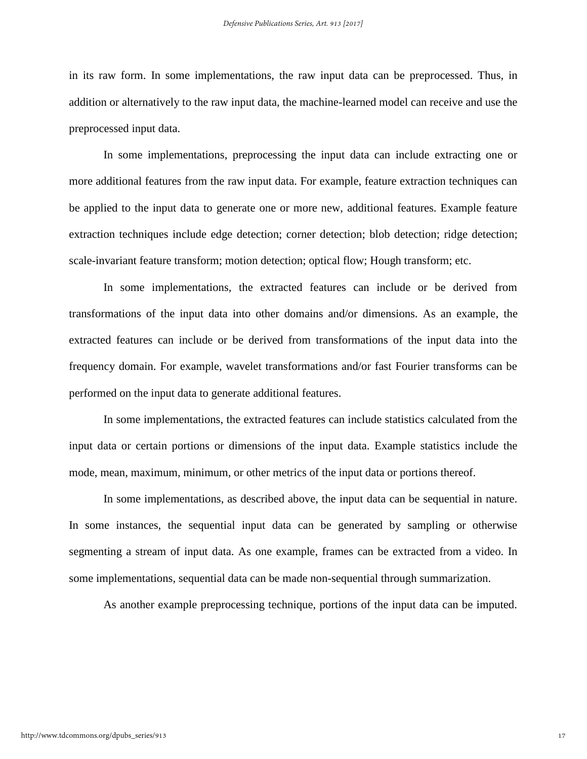in its raw form. In some implementations, the raw input data can be preprocessed. Thus, in addition or alternatively to the raw input data, the machine-learned model can receive and use the preprocessed input data.

In some implementations, preprocessing the input data can include extracting one or more additional features from the raw input data. For example, feature extraction techniques can be applied to the input data to generate one or more new, additional features. Example feature extraction techniques include edge detection; corner detection; blob detection; ridge detection; scale-invariant feature transform; motion detection; optical flow; Hough transform; etc.

In some implementations, the extracted features can include or be derived from transformations of the input data into other domains and/or dimensions. As an example, the extracted features can include or be derived from transformations of the input data into the frequency domain. For example, wavelet transformations and/or fast Fourier transforms can be performed on the input data to generate additional features.

In some implementations, the extracted features can include statistics calculated from the input data or certain portions or dimensions of the input data. Example statistics include the mode, mean, maximum, minimum, or other metrics of the input data or portions thereof.

In some implementations, as described above, the input data can be sequential in nature. In some instances, the sequential input data can be generated by sampling or otherwise segmenting a stream of input data. As one example, frames can be extracted from a video. In some implementations, sequential data can be made non-sequential through summarization.

As another example preprocessing technique, portions of the input data can be imputed.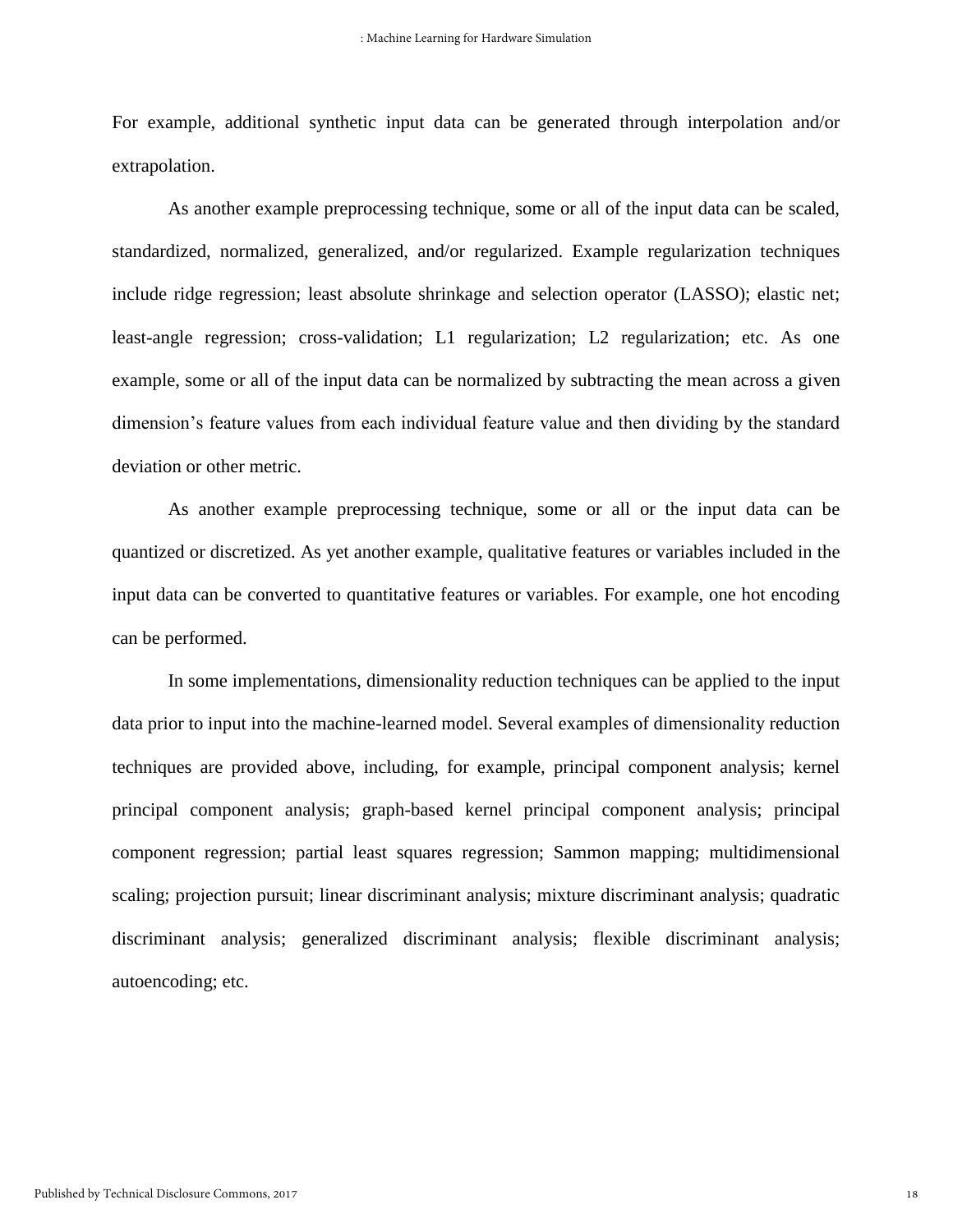For example, additional synthetic input data can be generated through interpolation and/or extrapolation.

As another example preprocessing technique, some or all of the input data can be scaled, standardized, normalized, generalized, and/or regularized. Example regularization techniques include ridge regression; least absolute shrinkage and selection operator (LASSO); elastic net; least-angle regression; cross-validation; L1 regularization; L2 regularization; etc. As one example, some or all of the input data can be normalized by subtracting the mean across a given dimension's feature values from each individual feature value and then dividing by the standard deviation or other metric.

As another example preprocessing technique, some or all or the input data can be quantized or discretized. As yet another example, qualitative features or variables included in the input data can be converted to quantitative features or variables. For example, one hot encoding can be performed.

In some implementations, dimensionality reduction techniques can be applied to the input data prior to input into the machine-learned model. Several examples of dimensionality reduction techniques are provided above, including, for example, principal component analysis; kernel principal component analysis; graph-based kernel principal component analysis; principal component regression; partial least squares regression; Sammon mapping; multidimensional scaling; projection pursuit; linear discriminant analysis; mixture discriminant analysis; quadratic discriminant analysis; generalized discriminant analysis; flexible discriminant analysis; autoencoding; etc.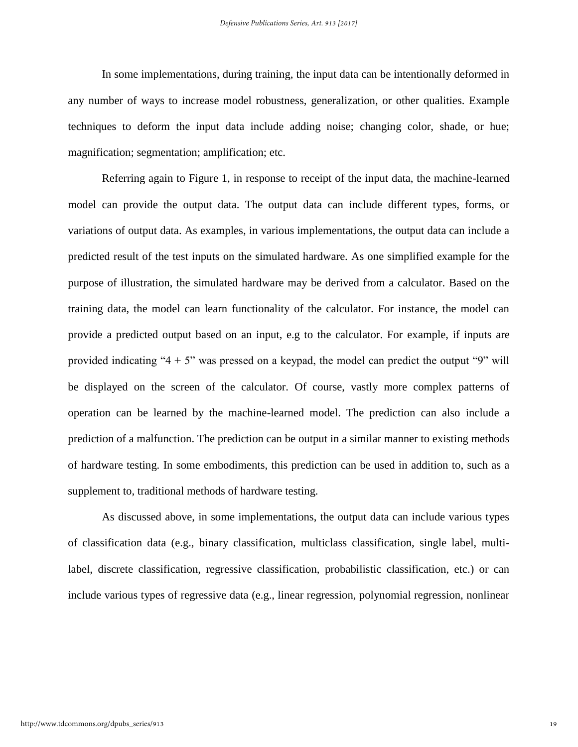In some implementations, during training, the input data can be intentionally deformed in any number of ways to increase model robustness, generalization, or other qualities. Example techniques to deform the input data include adding noise; changing color, shade, or hue; magnification; segmentation; amplification; etc.

Referring again to Figure 1, in response to receipt of the input data, the machine-learned model can provide the output data. The output data can include different types, forms, or variations of output data. As examples, in various implementations, the output data can include a predicted result of the test inputs on the simulated hardware. As one simplified example for the purpose of illustration, the simulated hardware may be derived from a calculator. Based on the training data, the model can learn functionality of the calculator. For instance, the model can provide a predicted output based on an input, e.g to the calculator. For example, if inputs are provided indicating "4 + 5" was pressed on a keypad, the model can predict the output "9" will be displayed on the screen of the calculator. Of course, vastly more complex patterns of operation can be learned by the machine-learned model. The prediction can also include a prediction of a malfunction. The prediction can be output in a similar manner to existing methods of hardware testing. In some embodiments, this prediction can be used in addition to, such as a supplement to, traditional methods of hardware testing.

As discussed above, in some implementations, the output data can include various types of classification data (e.g., binary classification, multiclass classification, single label, multi-label, discrete classification, regressive classification, probabilistic classification, etc.) or can include various types of regressive data (e.g., linear regression, polynomial regression, nonlinear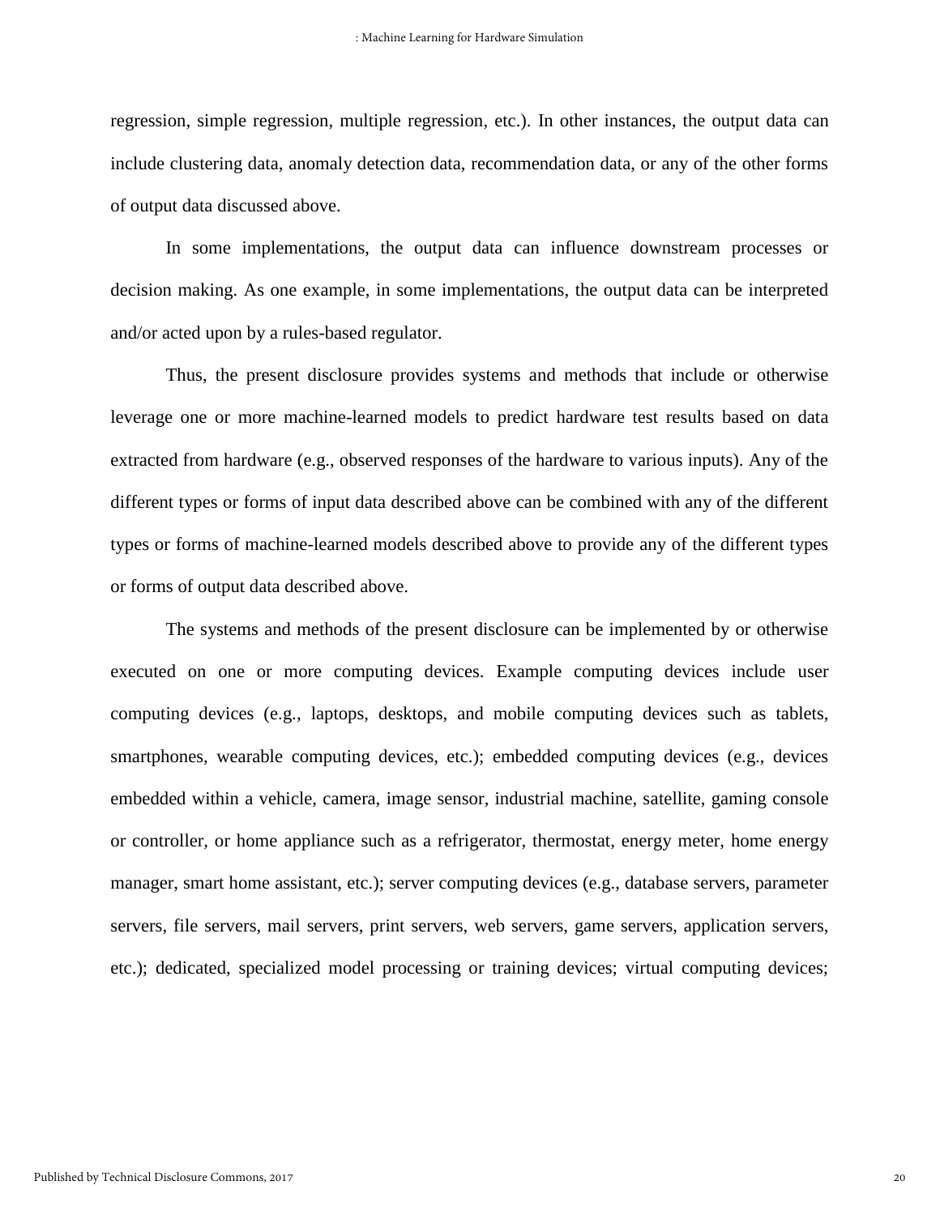regression, simple regression, multiple regression, etc.). In other instances, the output data can include clustering data, anomaly detection data, recommendation data, or any of the other forms of output data discussed above.

In some implementations, the output data can influence downstream processes or decision making. As one example, in some implementations, the output data can be interpreted and/or acted upon by a rules-based regulator.

Thus, the present disclosure provides systems and methods that include or otherwise leverage one or more machine-learned models to predict hardware test results based on data extracted from hardware (e.g., observed responses of the hardware to various inputs). Any of the different types or forms of input data described above can be combined with any of the different types or forms of machine-learned models described above to provide any of the different types or forms of output data described above.

The systems and methods of the present disclosure can be implemented by or otherwise executed on one or more computing devices. Example computing devices include user computing devices (e.g., laptops, desktops, and mobile computing devices such as tablets, smartphones, wearable computing devices, etc.); embedded computing devices (e.g., devices embedded within a vehicle, camera, image sensor, industrial machine, satellite, gaming console or controller, or home appliance such as a refrigerator, thermostat, energy meter, home energy manager, smart home assistant, etc.); server computing devices (e.g., database servers, parameter servers, file servers, mail servers, print servers, web servers, game servers, application servers, etc.); dedicated, specialized model processing or training devices; virtual computing devices;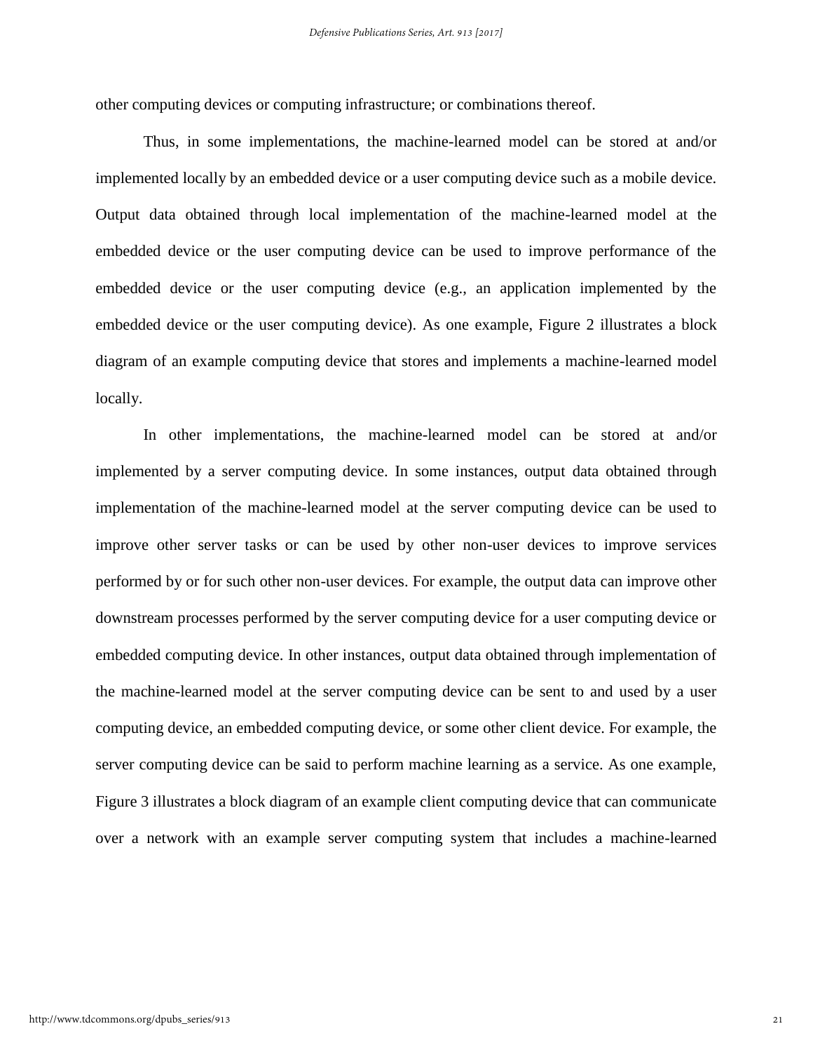other computing devices or computing infrastructure; or combinations thereof.

Thus, in some implementations, the machine-learned model can be stored at and/or implemented locally by an embedded device or a user computing device such as a mobile device. Output data obtained through local implementation of the machine-learned model at the embedded device or the user computing device can be used to improve performance of the embedded device or the user computing device (e.g., an application implemented by the embedded device or the user computing device). As one example, Figure 2 illustrates a block diagram of an example computing device that stores and implements a machine-learned model locally.

In other implementations, the machine-learned model can be stored at and/or implemented by a server computing device. In some instances, output data obtained through implementation of the machine-learned model at the server computing device can be used to improve other server tasks or can be used by other non-user devices to improve services performed by or for such other non-user devices. For example, the output data can improve other downstream processes performed by the server computing device for a user computing device or embedded computing device. In other instances, output data obtained through implementation of the machine-learned model at the server computing device can be sent to and used by a user computing device, an embedded computing device, or some other client device. For example, the server computing device can be said to perform machine learning as a service. As one example, Figure 3 illustrates a block diagram of an example client computing device that can communicate over a network with an example server computing system that includes a machine-learned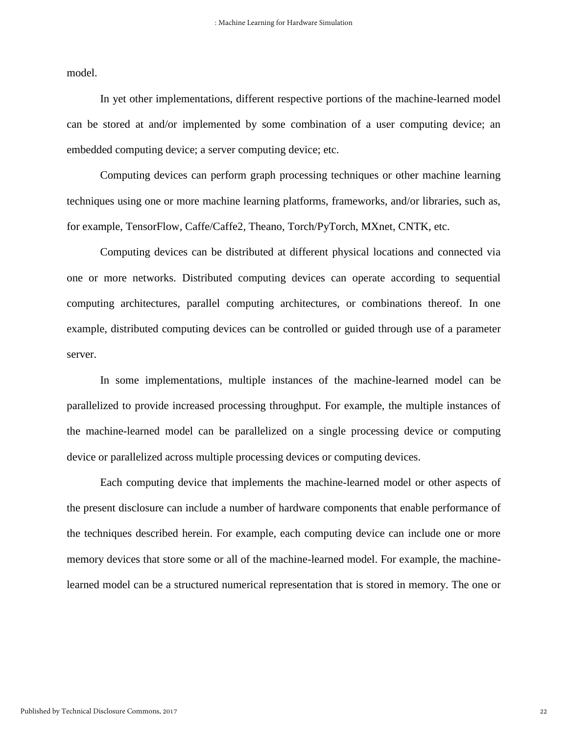model.

In yet other implementations, different respective portions of the machine-learned model can be stored at and/or implemented by some combination of a user computing device; an embedded computing device; a server computing device; etc.

Computing devices can perform graph processing techniques or other machine learning techniques using one or more machine learning platforms, frameworks, and/or libraries, such as, for example, TensorFlow, Caffe/Caffe2, Theano, Torch/PyTorch, MXnet, CNTK, etc.

Computing devices can be distributed at different physical locations and connected via one or more networks. Distributed computing devices can operate according to sequential computing architectures, parallel computing architectures, or combinations thereof. In one example, distributed computing devices can be controlled or guided through use of a parameter server.

In some implementations, multiple instances of the machine-learned model can be parallelized to provide increased processing throughput. For example, the multiple instances of the machine-learned model can be parallelized on a single processing device or computing device or parallelized across multiple processing devices or computing devices.

Each computing device that implements the machine-learned model or other aspects of the present disclosure can include a number of hardware components that enable performance of the techniques described herein. For example, each computing device can include one or more memory devices that store some or all of the machine-learned model. For example, the machine-learned model can be a structured numerical representation that is stored in memory. The one or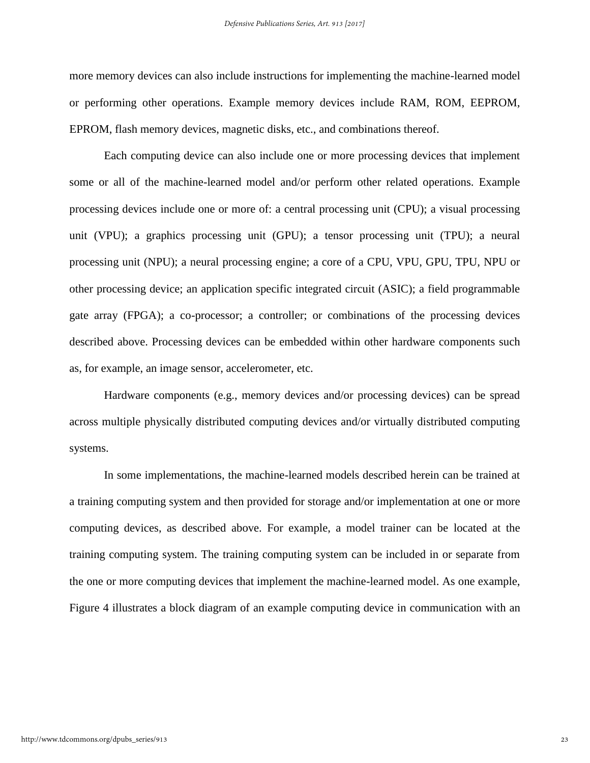more memory devices can also include instructions for implementing the machine-learned model or performing other operations. Example memory devices include RAM, ROM, EEPROM, EPROM, flash memory devices, magnetic disks, etc., and combinations thereof.

Each computing device can also include one or more processing devices that implement some or all of the machine-learned model and/or perform other related operations. Example processing devices include one or more of: a central processing unit (CPU); a visual processing unit (VPU); a graphics processing unit (GPU); a tensor processing unit (TPU); a neural processing unit (NPU); a neural processing engine; a core of a CPU, VPU, GPU, TPU, NPU or other processing device; an application specific integrated circuit (ASIC); a field programmable gate array (FPGA); a co-processor; a controller; or combinations of the processing devices described above. Processing devices can be embedded within other hardware components such as, for example, an image sensor, accelerometer, etc.

Hardware components (e.g., memory devices and/or processing devices) can be spread across multiple physically distributed computing devices and/or virtually distributed computing systems.

In some implementations, the machine-learned models described herein can be trained at a training computing system and then provided for storage and/or implementation at one or more computing devices, as described above. For example, a model trainer can be located at the training computing system. The training computing system can be included in or separate from the one or more computing devices that implement the machine-learned model. As one example, Figure 4 illustrates a block diagram of an example computing device in communication with an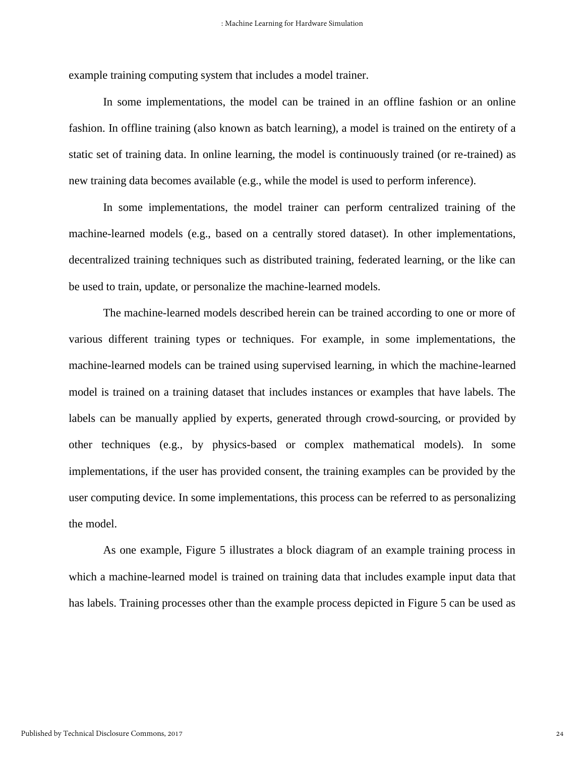example training computing system that includes a model trainer.

In some implementations, the model can be trained in an offline fashion or an online fashion. In offline training (also known as batch learning), a model is trained on the entirety of a static set of training data. In online learning, the model is continuously trained (or re-trained) as new training data becomes available (e.g., while the model is used to perform inference).

In some implementations, the model trainer can perform centralized training of the machine-learned models (e.g., based on a centrally stored dataset). In other implementations, decentralized training techniques such as distributed training, federated learning, or the like can be used to train, update, or personalize the machine-learned models.

The machine-learned models described herein can be trained according to one or more of various different training types or techniques. For example, in some implementations, the machine-learned models can be trained using supervised learning, in which the machine-learned model is trained on a training dataset that includes instances or examples that have labels. The labels can be manually applied by experts, generated through crowd-sourcing, or provided by other techniques (e.g., by physics-based or complex mathematical models). In some implementations, if the user has provided consent, the training examples can be provided by the user computing device. In some implementations, this process can be referred to as personalizing the model.

As one example, Figure 5 illustrates a block diagram of an example training process in which a machine-learned model is trained on training data that includes example input data that has labels. Training processes other than the example process depicted in Figure 5 can be used as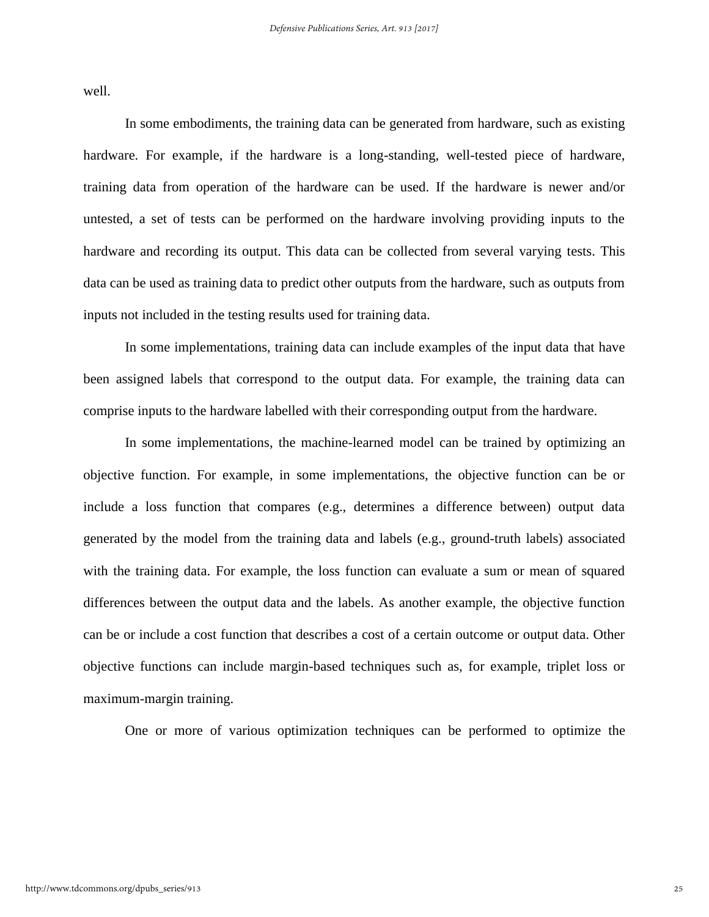well.

In some embodiments, the training data can be generated from hardware, such as existing hardware. For example, if the hardware is a long-standing, well-tested piece of hardware, training data from operation of the hardware can be used. If the hardware is newer and/or untested, a set of tests can be performed on the hardware involving providing inputs to the hardware and recording its output. This data can be collected from several varying tests. This data can be used as training data to predict other outputs from the hardware, such as outputs from inputs not included in the testing results used for training data.

In some implementations, training data can include examples of the input data that have been assigned labels that correspond to the output data. For example, the training data can comprise inputs to the hardware labelled with their corresponding output from the hardware.

In some implementations, the machine-learned model can be trained by optimizing an objective function. For example, in some implementations, the objective function can be or include a loss function that compares (e.g., determines a difference between) output data generated by the model from the training data and labels (e.g., ground-truth labels) associated with the training data. For example, the loss function can evaluate a sum or mean of squared differences between the output data and the labels. As another example, the objective function can be or include a cost function that describes a cost of a certain outcome or output data. Other objective functions can include margin-based techniques such as, for example, triplet loss or maximum-margin training.

One or more of various optimization techniques can be performed to optimize the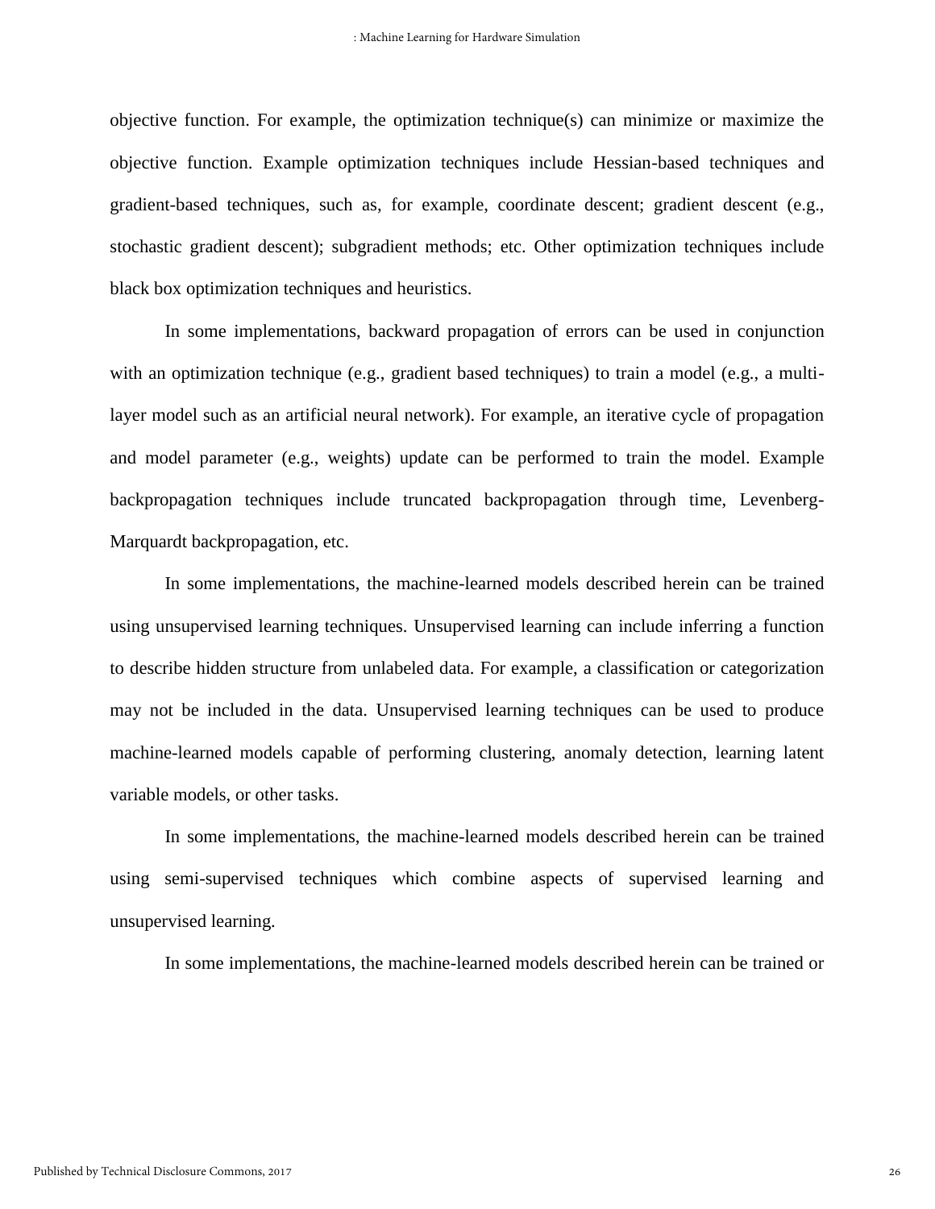objective function. For example, the optimization technique(s) can minimize or maximize the objective function. Example optimization techniques include Hessian-based techniques and gradient-based techniques, such as, for example, coordinate descent; gradient descent (e.g., stochastic gradient descent); subgradient methods; etc. Other optimization techniques include black box optimization techniques and heuristics.

In some implementations, backward propagation of errors can be used in conjunction with an optimization technique (e.g., gradient based techniques) to train a model (e.g., a multi-layer model such as an artificial neural network). For example, an iterative cycle of propagation and model parameter (e.g., weights) update can be performed to train the model. Example backpropagation techniques include truncated backpropagation through time, Levenberg-Marquardt backpropagation, etc.

In some implementations, the machine-learned models described herein can be trained using unsupervised learning techniques. Unsupervised learning can include inferring a function to describe hidden structure from unlabeled data. For example, a classification or categorization may not be included in the data. Unsupervised learning techniques can be used to produce machine-learned models capable of performing clustering, anomaly detection, learning latent variable models, or other tasks.

In some implementations, the machine-learned models described herein can be trained using semi-supervised techniques which combine aspects of supervised learning and unsupervised learning.

In some implementations, the machine-learned models described herein can be trained or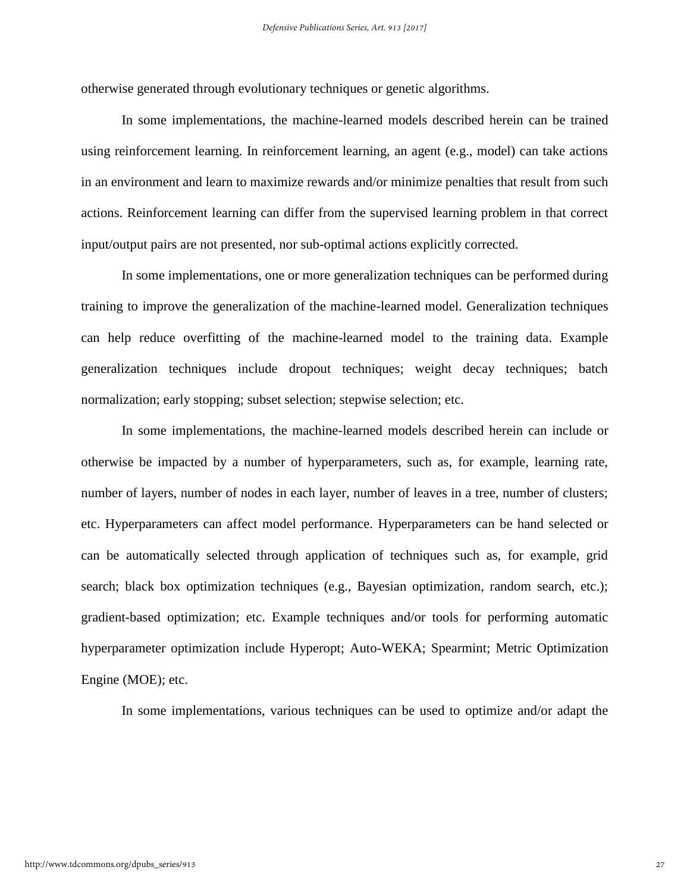otherwise generated through evolutionary techniques or genetic algorithms.

In some implementations, the machine-learned models described herein can be trained using reinforcement learning. In reinforcement learning, an agent (e.g., model) can take actions in an environment and learn to maximize rewards and/or minimize penalties that result from such actions. Reinforcement learning can differ from the supervised learning problem in that correct input/output pairs are not presented, nor sub-optimal actions explicitly corrected.

In some implementations, one or more generalization techniques can be performed during training to improve the generalization of the machine-learned model. Generalization techniques can help reduce overfitting of the machine-learned model to the training data. Example generalization techniques include dropout techniques; weight decay techniques; batch normalization; early stopping; subset selection; stepwise selection; etc.

In some implementations, the machine-learned models described herein can include or otherwise be impacted by a number of hyperparameters, such as, for example, learning rate, number of layers, number of nodes in each layer, number of leaves in a tree, number of clusters; etc. Hyperparameters can affect model performance. Hyperparameters can be hand selected or can be automatically selected through application of techniques such as, for example, grid search; black box optimization techniques (e.g., Bayesian optimization, random search, etc.); gradient-based optimization; etc. Example techniques and/or tools for performing automatic hyperparameter optimization include Hyperopt; Auto-WEKA; Spearmint; Metric Optimization Engine (MOE); etc.

In some implementations, various techniques can be used to optimize and/or adapt the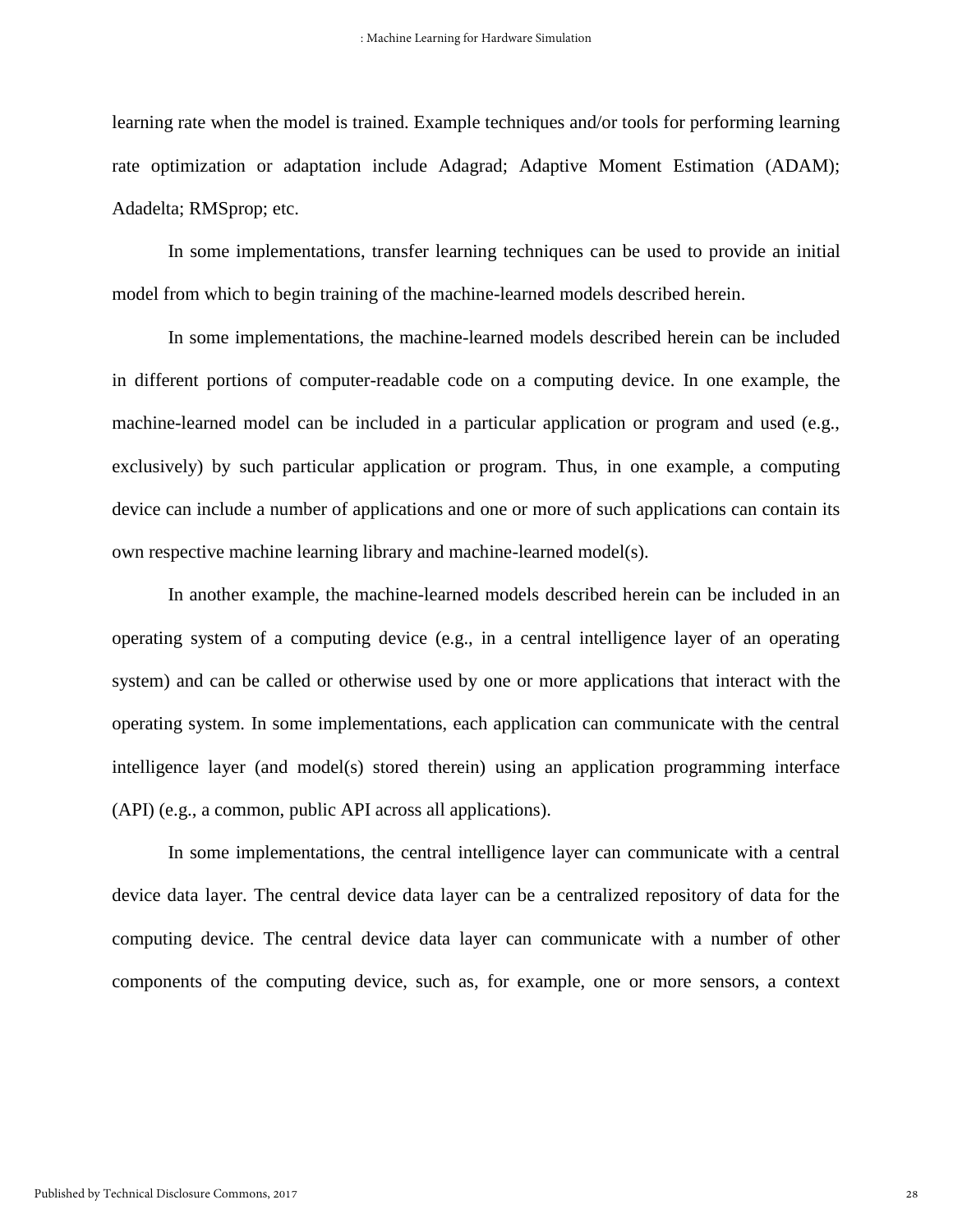learning rate when the model is trained. Example techniques and/or tools for performing learning rate optimization or adaptation include Adagrad; Adaptive Moment Estimation (ADAM); Adadelta; RMSprop; etc.

In some implementations, transfer learning techniques can be used to provide an initial model from which to begin training of the machine-learned models described herein.

In some implementations, the machine-learned models described herein can be included in different portions of computer-readable code on a computing device. In one example, the machine-learned model can be included in a particular application or program and used (e.g., exclusively) by such particular application or program. Thus, in one example, a computing device can include a number of applications and one or more of such applications can contain its own respective machine learning library and machine-learned model(s).

In another example, the machine-learned models described herein can be included in an operating system of a computing device (e.g., in a central intelligence layer of an operating system) and can be called or otherwise used by one or more applications that interact with the operating system. In some implementations, each application can communicate with the central intelligence layer (and model(s) stored therein) using an application programming interface (API) (e.g., a common, public API across all applications).

In some implementations, the central intelligence layer can communicate with a central device data layer. The central device data layer can be a centralized repository of data for the computing device. The central device data layer can communicate with a number of other components of the computing device, such as, for example, one or more sensors, a context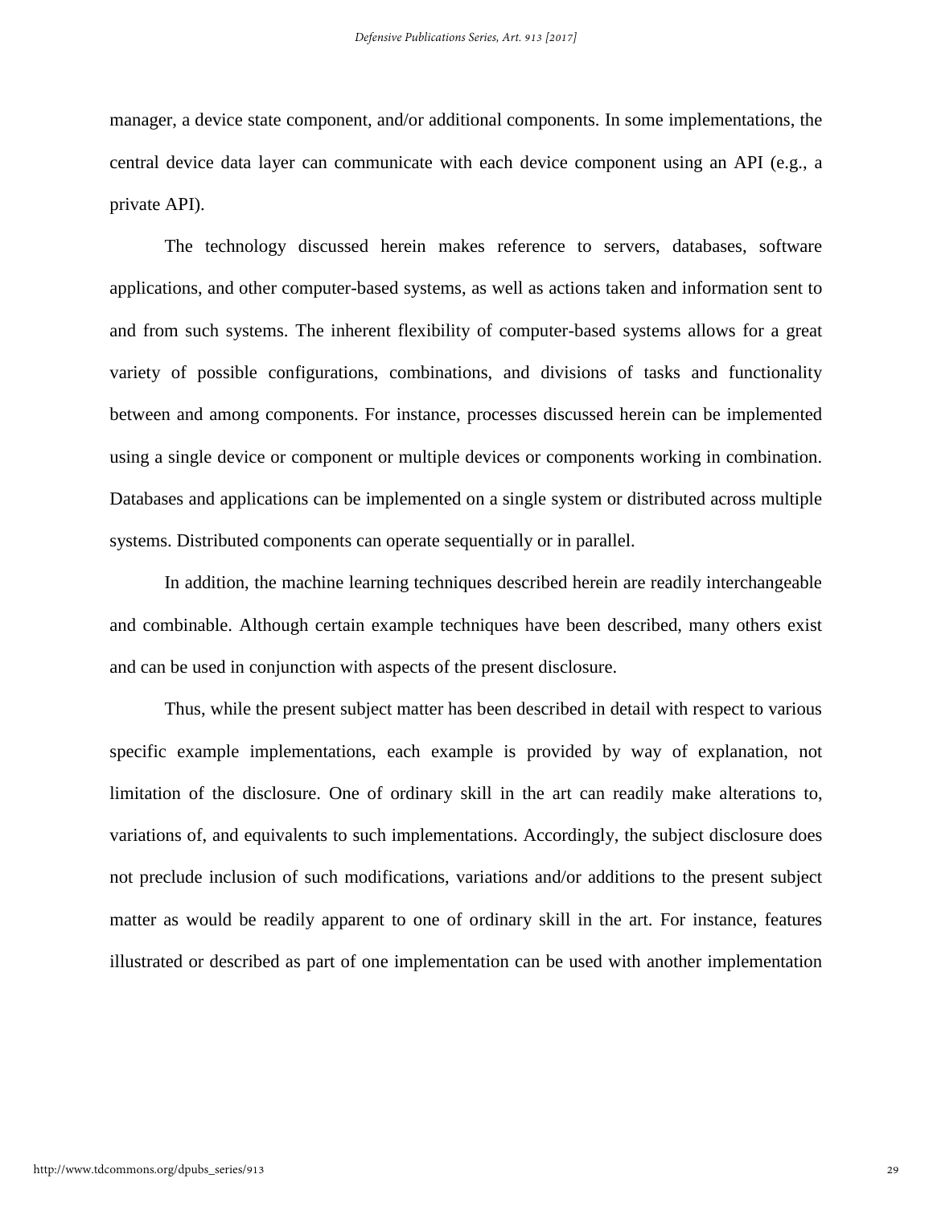manager, a device state component, and/or additional components. In some implementations, the central device data layer can communicate with each device component using an API (e.g., a private API).

The technology discussed herein makes reference to servers, databases, software applications, and other computer-based systems, as well as actions taken and information sent to and from such systems. The inherent flexibility of computer-based systems allows for a great variety of possible configurations, combinations, and divisions of tasks and functionality between and among components. For instance, processes discussed herein can be implemented using a single device or component or multiple devices or components working in combination. Databases and applications can be implemented on a single system or distributed across multiple systems. Distributed components can operate sequentially or in parallel.

In addition, the machine learning techniques described herein are readily interchangeable and combinable. Although certain example techniques have been described, many others exist and can be used in conjunction with aspects of the present disclosure.

Thus, while the present subject matter has been described in detail with respect to various specific example implementations, each example is provided by way of explanation, not limitation of the disclosure. One of ordinary skill in the art can readily make alterations to, variations of, and equivalents to such implementations. Accordingly, the subject disclosure does not preclude inclusion of such modifications, variations and/or additions to the present subject matter as would be readily apparent to one of ordinary skill in the art. For instance, features illustrated or described as part of one implementation can be used with another implementation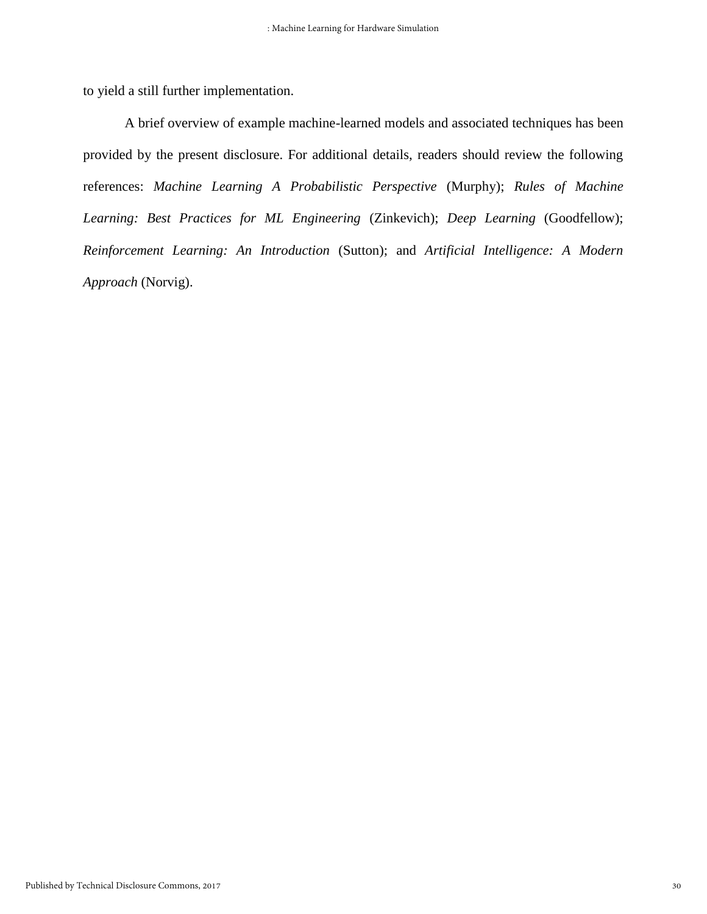to yield a still further implementation.

A brief overview of example machine-learned models and associated techniques has been provided by the present disclosure. For additional details, readers should review the following references: *Machine Learning A Probabilistic Perspective* (Murphy); *Rules of Machine Learning: Best Practices for ML Engineering* (Zinkevich); *Deep Learning* (Goodfellow); *Reinforcement Learning: An Introduction* (Sutton); and *Artificial Intelligence: A Modern Approach* (Norvig).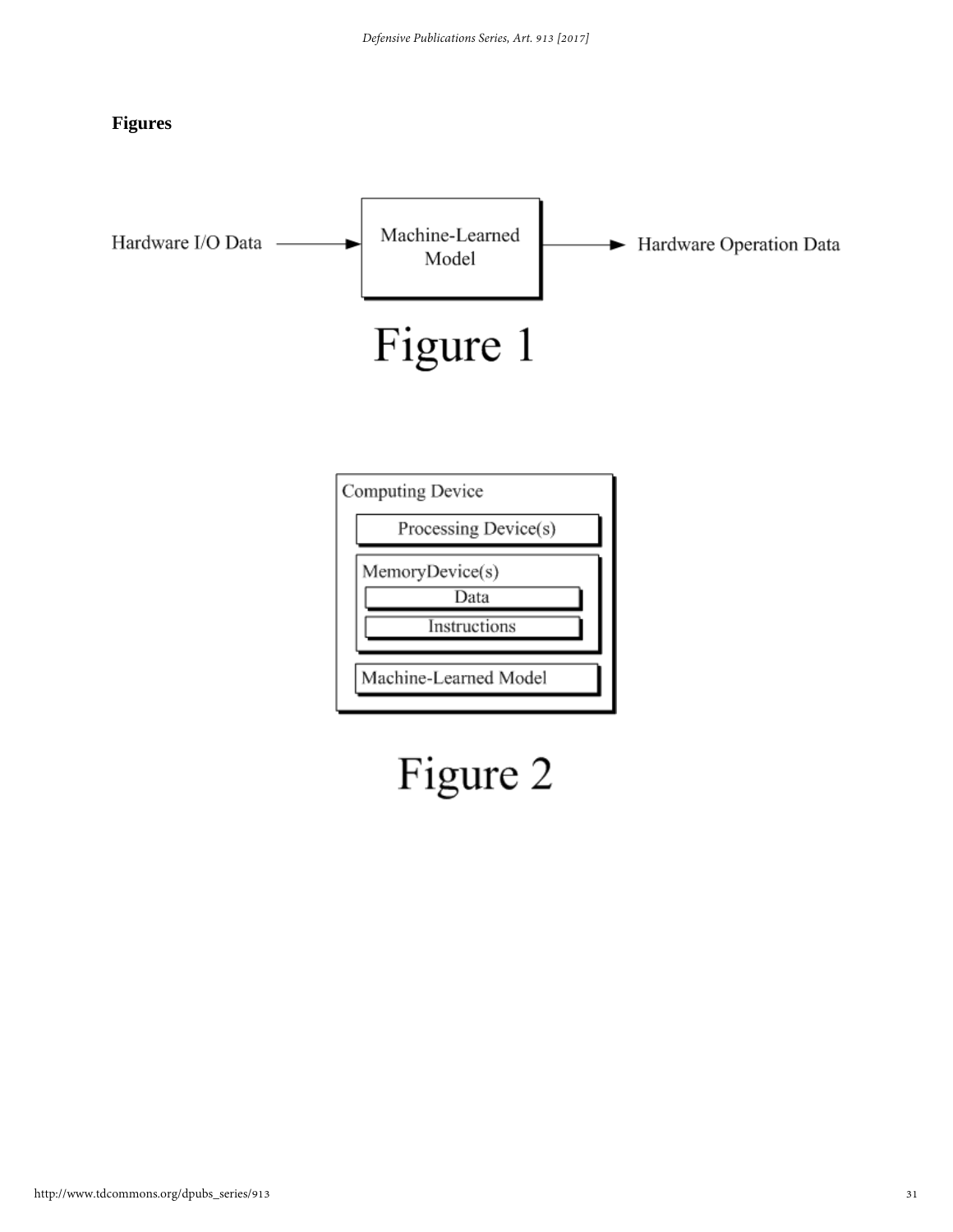**Figures**

Hardware I/O Data → Machine-Learned Model → Hardware Operation Data

Figure 1

Computing Device

Processing Device(s)

MemoryDevice(s)

Data

Instructions

Machine-Learned Model

Figure 2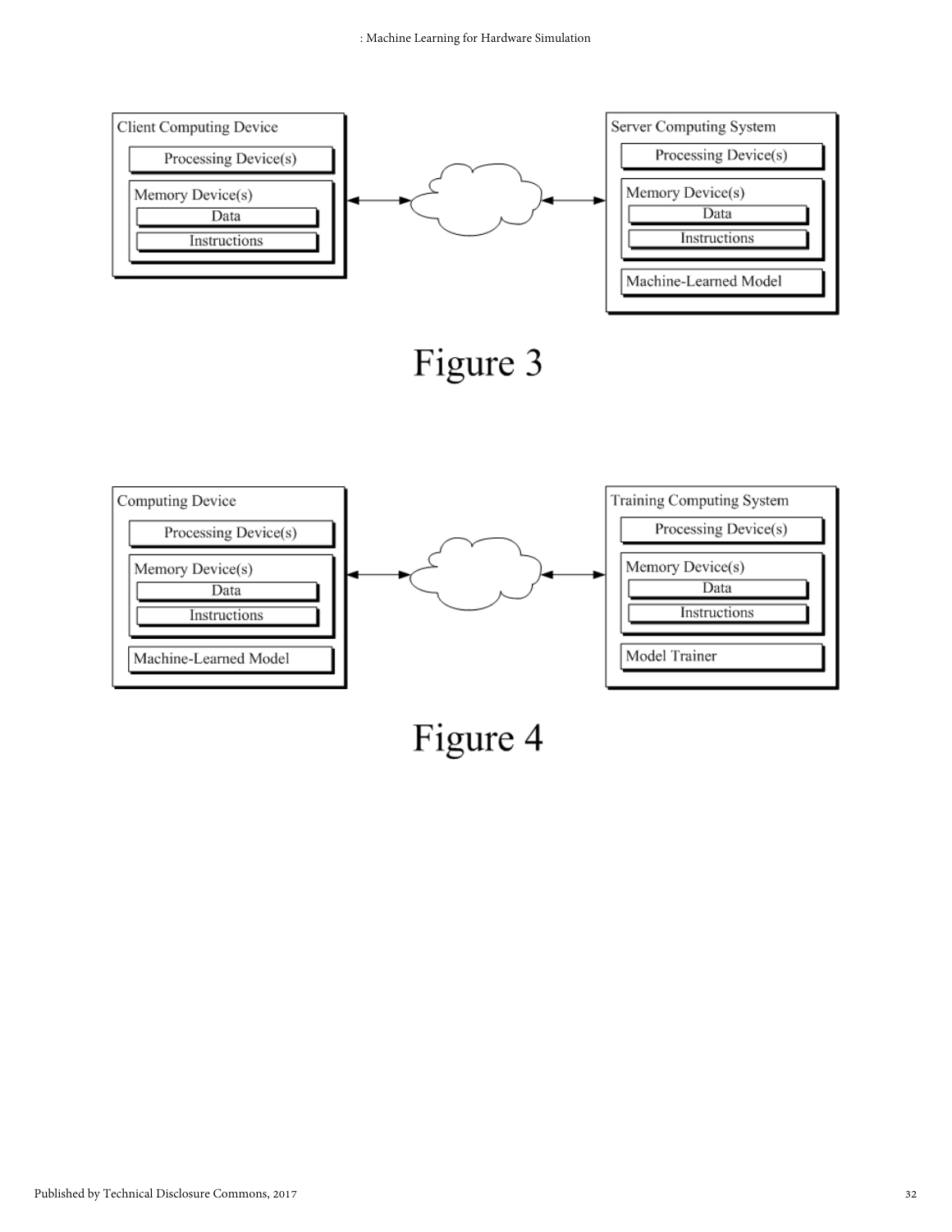Client Computing Device

Processing Device(s)

Memory Device(s)

Data

Instructions

Server Computing System

Processing Device(s)

Memory Device(s)

Data

Instructions

Machine-Learned Model

Figure 3

Computing Device

Processing Device(s)

Memory Device(s)

Data

Instructions

Machine-Learned Model

Training Computing System

Processing Device(s)

Memory Device(s)

Data

Instructions

Model Trainer

Figure 4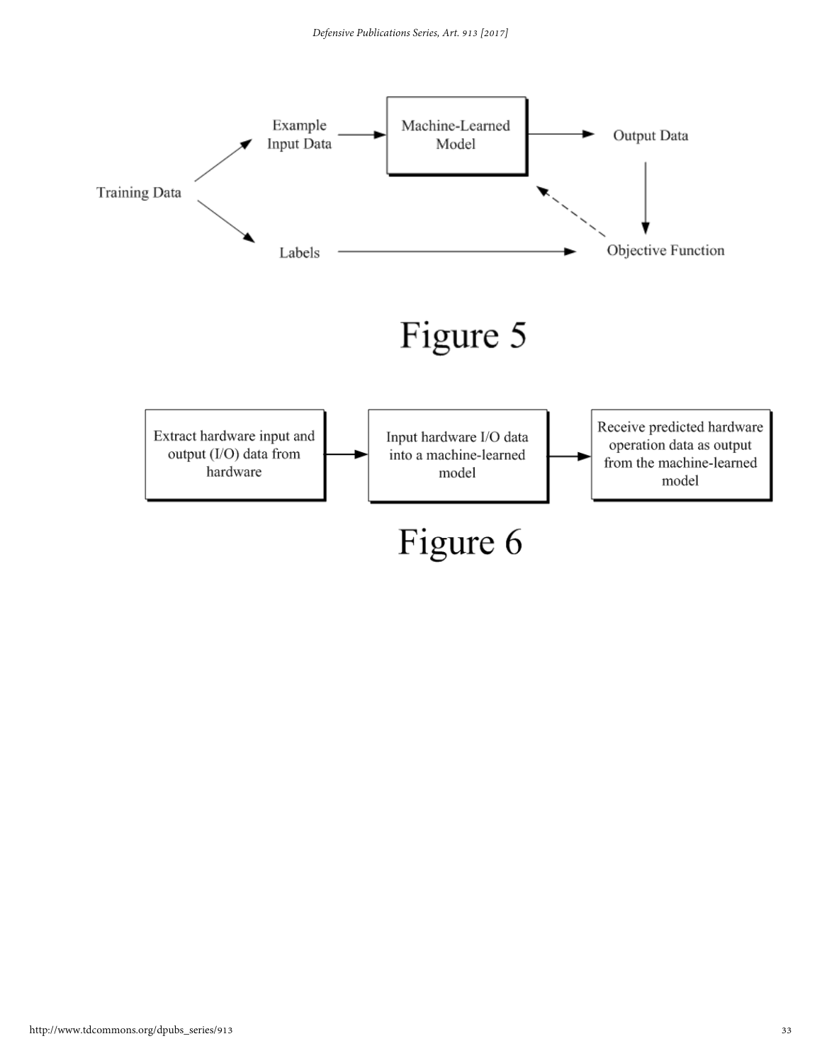Training Data

Example Input Data

Labels

Machine-Learned Model

Output Data

Objective Function

Figure 5

Extract hardware input and output (I/O) data from hardware

Input hardware I/O data into a machine-learned model

Receive predicted hardware operation data as output from the machine-learned model

Figure 6